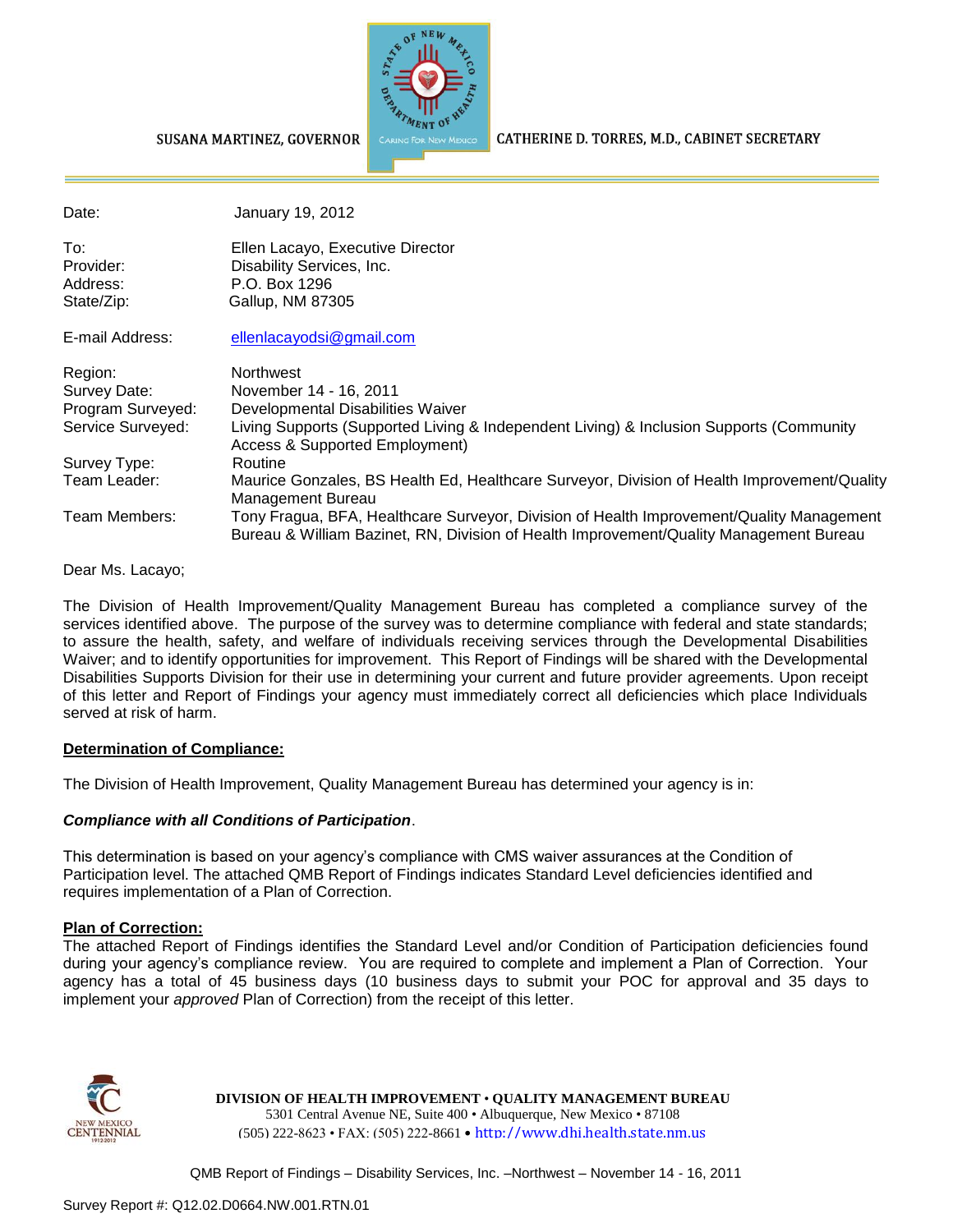SUSANA MARTINEZ, GOVERNOR    CATHERINE D. TORRES, M.D., CABINET SECRETARY

| | |
|---|---|
| Date: | January 19, 2012 |
| To: | Ellen Lacayo, Executive Director |
| Provider: | Disability Services, Inc. |
| Address: | P.O. Box 1296 |
| State/Zip: | Gallup, NM 87305 |
| E-mail Address: | ellenlacayodsi@gmail.com |
| Region: | Northwest |
| Survey Date: | November 14 - 16, 2011 |
| Program Surveyed: | Developmental Disabilities Waiver |
| Service Surveyed: | Living Supports (Supported Living & Independent Living) & Inclusion Supports (Community Access & Supported Employment) |
| Survey Type: | Routine |
| Team Leader: | Maurice Gonzales, BS Health Ed, Healthcare Surveyor, Division of Health Improvement/Quality Management Bureau |
| Team Members: | Tony Fragua, BFA, Healthcare Surveyor, Division of Health Improvement/Quality Management Bureau & William Bazinet, RN, Division of Health Improvement/Quality Management Bureau |

Dear Ms. Lacayo;

The Division of Health Improvement/Quality Management Bureau has completed a compliance survey of the services identified above. The purpose of the survey was to determine compliance with federal and state standards; to assure the health, safety, and welfare of individuals receiving services through the Developmental Disabilities Waiver; and to identify opportunities for improvement. This Report of Findings will be shared with the Developmental Disabilities Supports Division for their use in determining your current and future provider agreements. Upon receipt of this letter and Report of Findings your agency must immediately correct all deficiencies which place Individuals served at risk of harm.

**Determination of Compliance:**

The Division of Health Improvement, Quality Management Bureau has determined your agency is in:

***Compliance with all Conditions of Participation***.

This determination is based on your agency's compliance with CMS waiver assurances at the Condition of Participation level. The attached QMB Report of Findings indicates Standard Level deficiencies identified and requires implementation of a Plan of Correction.

**Plan of Correction:**

The attached Report of Findings identifies the Standard Level and/or Condition of Participation deficiencies found during your agency's compliance review. You are required to complete and implement a Plan of Correction. Your agency has a total of 45 business days (10 business days to submit your POC for approval and 35 days to implement your *approved* Plan of Correction) from the receipt of this letter.

**DIVISION OF HEALTH IMPROVEMENT • QUALITY MANAGEMENT BUREAU**
5301 Central Avenue NE, Suite 400 • Albuquerque, New Mexico • 87108
(505) 222-8623 • FAX: (505) 222-8661 • http://www.dhi.health.state.nm.us

QMB Report of Findings – Disability Services, Inc. –Northwest – November 14 - 16, 2011

Survey Report #: Q12.02.D0664.NW.001.RTN.01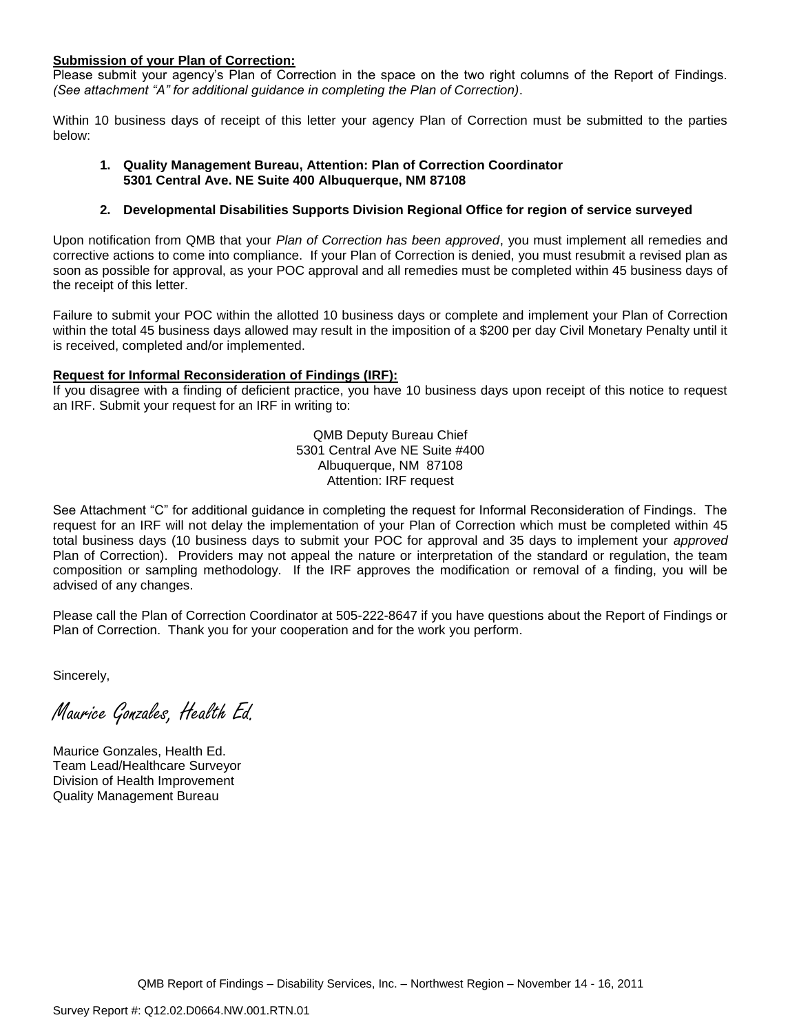**Submission of your Plan of Correction:**
Please submit your agency's Plan of Correction in the space on the two right columns of the Report of Findings. *(See attachment "A" for additional guidance in completing the Plan of Correction)*.

Within 10 business days of receipt of this letter your agency Plan of Correction must be submitted to the parties below:

1. **Quality Management Bureau, Attention: Plan of Correction Coordinator 5301 Central Ave. NE Suite 400 Albuquerque, NM 87108**

2. **Developmental Disabilities Supports Division Regional Office for region of service surveyed**

Upon notification from QMB that your *Plan of Correction has been approved*, you must implement all remedies and corrective actions to come into compliance. If your Plan of Correction is denied, you must resubmit a revised plan as soon as possible for approval, as your POC approval and all remedies must be completed within 45 business days of the receipt of this letter.

Failure to submit your POC within the allotted 10 business days or complete and implement your Plan of Correction within the total 45 business days allowed may result in the imposition of a $200 per day Civil Monetary Penalty until it is received, completed and/or implemented.

**Request for Informal Reconsideration of Findings (IRF):**
If you disagree with a finding of deficient practice, you have 10 business days upon receipt of this notice to request an IRF. Submit your request for an IRF in writing to:

QMB Deputy Bureau Chief
5301 Central Ave NE Suite #400
Albuquerque, NM 87108
Attention: IRF request

See Attachment "C" for additional guidance in completing the request for Informal Reconsideration of Findings. The request for an IRF will not delay the implementation of your Plan of Correction which must be completed within 45 total business days (10 business days to submit your POC for approval and 35 days to implement your *approved* Plan of Correction). Providers may not appeal the nature or interpretation of the standard or regulation, the team composition or sampling methodology. If the IRF approves the modification or removal of a finding, you will be advised of any changes.

Please call the Plan of Correction Coordinator at 505-222-8647 if you have questions about the Report of Findings or Plan of Correction. Thank you for your cooperation and for the work you perform.

Sincerely,

*Maurice Gonzales, Health Ed.*

Maurice Gonzales, Health Ed.
Team Lead/Healthcare Surveyor
Division of Health Improvement
Quality Management Bureau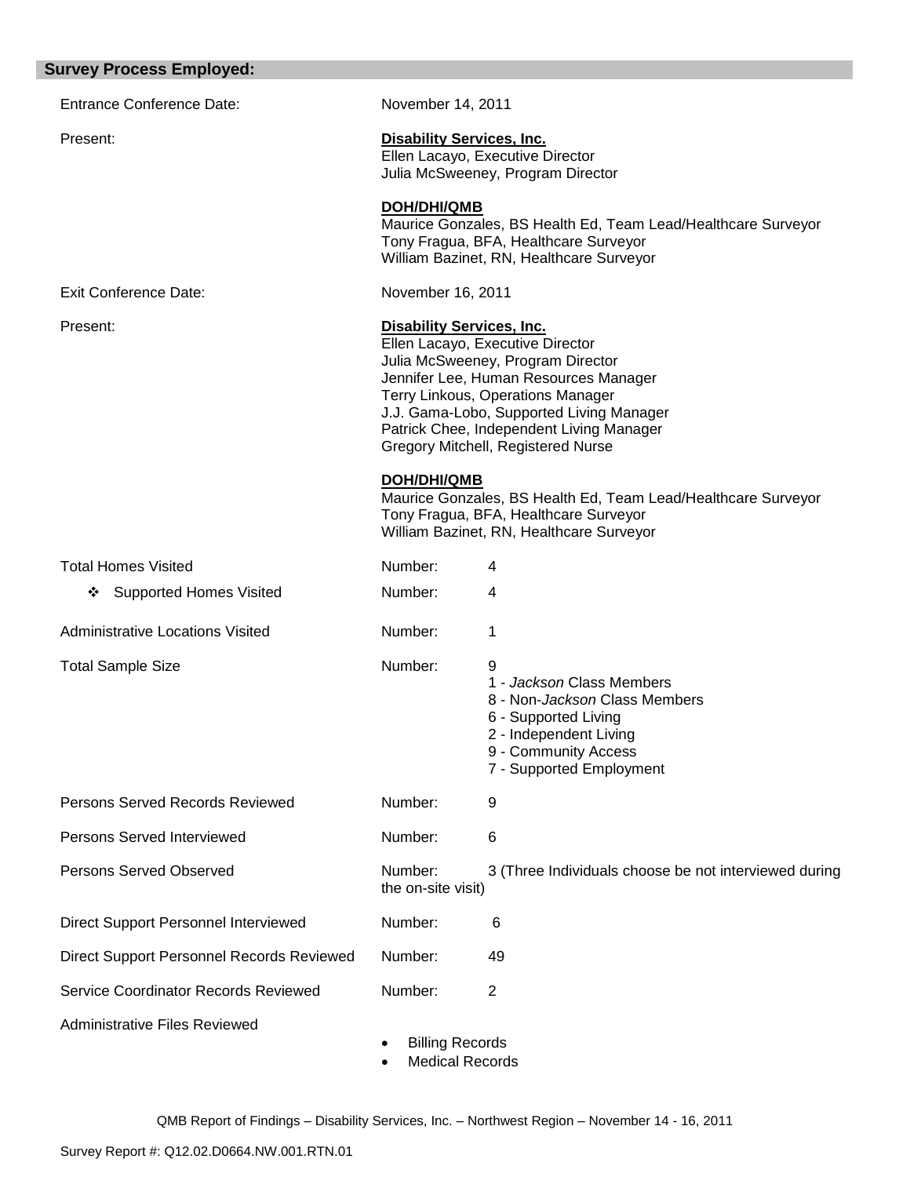## Survey Process Employed:

| | |
|---|---|
| Entrance Conference Date: | November 14, 2011 |
| Present: | **Disability Services, Inc.**<br>Ellen Lacayo, Executive Director<br>Julia McSweeney, Program Director<br><br>**DOH/DHI/QMB**<br>Maurice Gonzales, BS Health Ed, Team Lead/Healthcare Surveyor<br>Tony Fragua, BFA, Healthcare Surveyor<br>William Bazinet, RN, Healthcare Surveyor |
| Exit Conference Date: | November 16, 2011 |
| Present: | **Disability Services, Inc.**<br>Ellen Lacayo, Executive Director<br>Julia McSweeney, Program Director<br>Jennifer Lee, Human Resources Manager<br>Terry Linkous, Operations Manager<br>J.J. Gama-Lobo, Supported Living Manager<br>Patrick Chee, Independent Living Manager<br>Gregory Mitchell, Registered Nurse<br><br>**DOH/DHI/QMB**<br>Maurice Gonzales, BS Health Ed, Team Lead/Healthcare Surveyor<br>Tony Fragua, BFA, Healthcare Surveyor<br>William Bazinet, RN, Healthcare Surveyor |

| | | |
|---|---|---|
| Total Homes Visited | Number: | 4 |
| ❖ Supported Homes Visited | Number: | 4 |
| Administrative Locations Visited | Number: | 1 |
| Total Sample Size | Number: | 9<br>1 - *Jackson* Class Members<br>8 - Non-*Jackson* Class Members<br>6 - Supported Living<br>2 - Independent Living<br>9 - Community Access<br>7 - Supported Employment |
| Persons Served Records Reviewed | Number: | 9 |
| Persons Served Interviewed | Number: | 6 |
| Persons Served Observed | Number: | 3 (Three Individuals choose be not interviewed during the on-site visit) |
| Direct Support Personnel Interviewed | Number: | 6 |
| Direct Support Personnel Records Reviewed | Number: | 49 |
| Service Coordinator Records Reviewed | Number: | 2 |
| Administrative Files Reviewed | | • Billing Records<br>• Medical Records |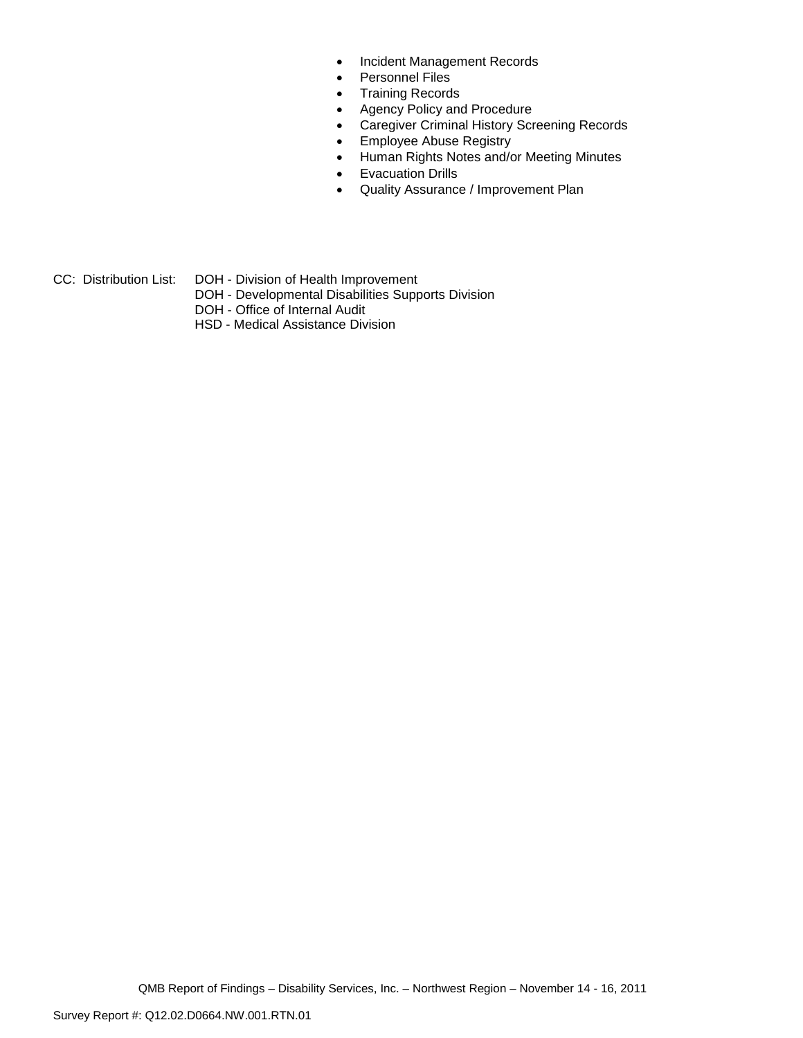- Incident Management Records
- Personnel Files
- Training Records
- Agency Policy and Procedure
- Caregiver Criminal History Screening Records
- Employee Abuse Registry
- Human Rights Notes and/or Meeting Minutes
- Evacuation Drills
- Quality Assurance / Improvement Plan

CC: Distribution List: DOH - Division of Health Improvement
DOH - Developmental Disabilities Supports Division
DOH - Office of Internal Audit
HSD - Medical Assistance Division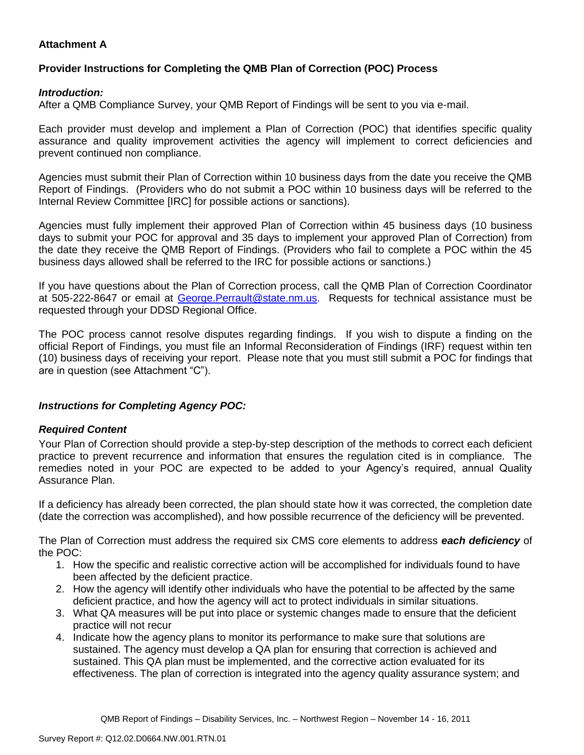**Attachment A**

**Provider Instructions for Completing the QMB Plan of Correction (POC) Process**

***Introduction:***

After a QMB Compliance Survey, your QMB Report of Findings will be sent to you via e-mail.

Each provider must develop and implement a Plan of Correction (POC) that identifies specific quality assurance and quality improvement activities the agency will implement to correct deficiencies and prevent continued non compliance.

Agencies must submit their Plan of Correction within 10 business days from the date you receive the QMB Report of Findings. (Providers who do not submit a POC within 10 business days will be referred to the Internal Review Committee [IRC] for possible actions or sanctions).

Agencies must fully implement their approved Plan of Correction within 45 business days (10 business days to submit your POC for approval and 35 days to implement your approved Plan of Correction) from the date they receive the QMB Report of Findings. (Providers who fail to complete a POC within the 45 business days allowed shall be referred to the IRC for possible actions or sanctions.)

If you have questions about the Plan of Correction process, call the QMB Plan of Correction Coordinator at 505-222-8647 or email at George.Perrault@state.nm.us. Requests for technical assistance must be requested through your DDSD Regional Office.

The POC process cannot resolve disputes regarding findings. If you wish to dispute a finding on the official Report of Findings, you must file an Informal Reconsideration of Findings (IRF) request within ten (10) business days of receiving your report. Please note that you must still submit a POC for findings that are in question (see Attachment "C").

***Instructions for Completing Agency POC:***

***Required Content***

Your Plan of Correction should provide a step-by-step description of the methods to correct each deficient practice to prevent recurrence and information that ensures the regulation cited is in compliance. The remedies noted in your POC are expected to be added to your Agency's required, annual Quality Assurance Plan.

If a deficiency has already been corrected, the plan should state how it was corrected, the completion date (date the correction was accomplished), and how possible recurrence of the deficiency will be prevented.

The Plan of Correction must address the required six CMS core elements to address ***each deficiency*** of the POC:

1. How the specific and realistic corrective action will be accomplished for individuals found to have been affected by the deficient practice.
2. How the agency will identify other individuals who have the potential to be affected by the same deficient practice, and how the agency will act to protect individuals in similar situations.
3. What QA measures will be put into place or systemic changes made to ensure that the deficient practice will not recur
4. Indicate how the agency plans to monitor its performance to make sure that solutions are sustained. The agency must develop a QA plan for ensuring that correction is achieved and sustained. This QA plan must be implemented, and the corrective action evaluated for its effectiveness. The plan of correction is integrated into the agency quality assurance system; and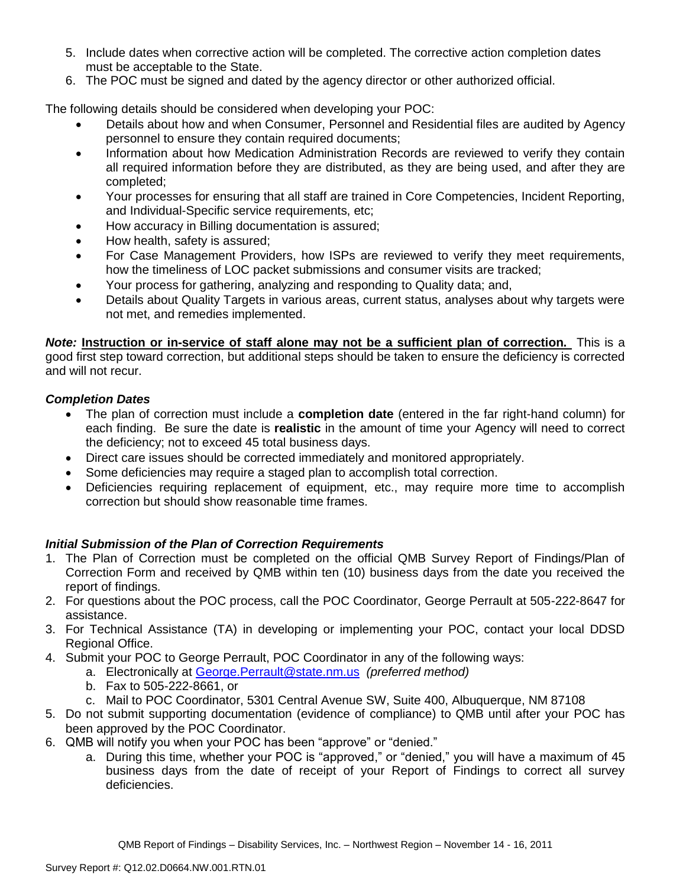5. Include dates when corrective action will be completed. The corrective action completion dates must be acceptable to the State.
6. The POC must be signed and dated by the agency director or other authorized official.

The following details should be considered when developing your POC:

- Details about how and when Consumer, Personnel and Residential files are audited by Agency personnel to ensure they contain required documents;
- Information about how Medication Administration Records are reviewed to verify they contain all required information before they are distributed, as they are being used, and after they are completed;
- Your processes for ensuring that all staff are trained in Core Competencies, Incident Reporting, and Individual-Specific service requirements, etc;
- How accuracy in Billing documentation is assured;
- How health, safety is assured;
- For Case Management Providers, how ISPs are reviewed to verify they meet requirements, how the timeliness of LOC packet submissions and consumer visits are tracked;
- Your process for gathering, analyzing and responding to Quality data; and,
- Details about Quality Targets in various areas, current status, analyses about why targets were not met, and remedies implemented.

***Note:*** **Instruction or in-service of staff alone may not be a sufficient plan of correction.** This is a good first step toward correction, but additional steps should be taken to ensure the deficiency is corrected and will not recur.

***Completion Dates***

- The plan of correction must include a **completion date** (entered in the far right-hand column) for each finding. Be sure the date is **realistic** in the amount of time your Agency will need to correct the deficiency; not to exceed 45 total business days.
- Direct care issues should be corrected immediately and monitored appropriately.
- Some deficiencies may require a staged plan to accomplish total correction.
- Deficiencies requiring replacement of equipment, etc., may require more time to accomplish correction but should show reasonable time frames.

***Initial Submission of the Plan of Correction Requirements***

1. The Plan of Correction must be completed on the official QMB Survey Report of Findings/Plan of Correction Form and received by QMB within ten (10) business days from the date you received the report of findings.
2. For questions about the POC process, call the POC Coordinator, George Perrault at 505-222-8647 for assistance.
3. For Technical Assistance (TA) in developing or implementing your POC, contact your local DDSD Regional Office.
4. Submit your POC to George Perrault, POC Coordinator in any of the following ways:
   a. Electronically at George.Perrault@state.nm.us *(preferred method)*
   b. Fax to 505-222-8661, or
   c. Mail to POC Coordinator, 5301 Central Avenue SW, Suite 400, Albuquerque, NM 87108
5. Do not submit supporting documentation (evidence of compliance) to QMB until after your POC has been approved by the POC Coordinator.
6. QMB will notify you when your POC has been "approve" or "denied."
   a. During this time, whether your POC is "approved," or "denied," you will have a maximum of 45 business days from the date of receipt of your Report of Findings to correct all survey deficiencies.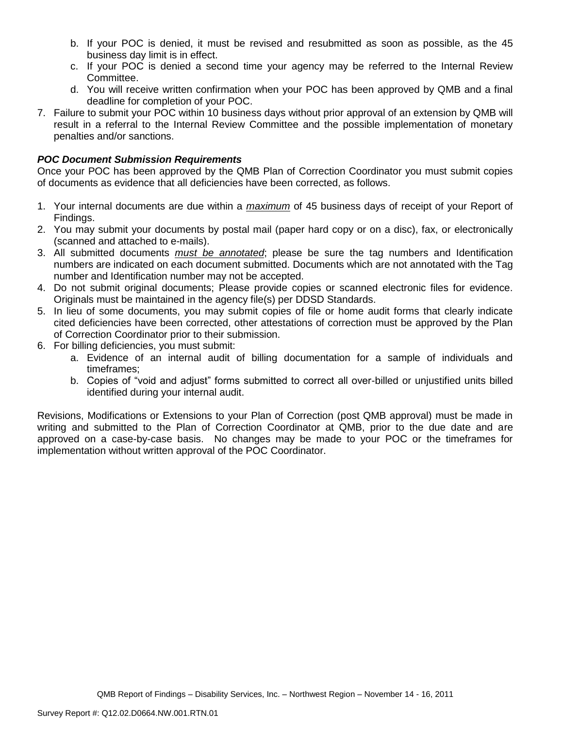b. If your POC is denied, it must be revised and resubmitted as soon as possible, as the 45 business day limit is in effect.
   c. If your POC is denied a second time your agency may be referred to the Internal Review Committee.
   d. You will receive written confirmation when your POC has been approved by QMB and a final deadline for completion of your POC.
7. Failure to submit your POC within 10 business days without prior approval of an extension by QMB will result in a referral to the Internal Review Committee and the possible implementation of monetary penalties and/or sanctions.

***POC Document Submission Requirements***

Once your POC has been approved by the QMB Plan of Correction Coordinator you must submit copies of documents as evidence that all deficiencies have been corrected, as follows.

1. Your internal documents are due within a ***maximum*** of 45 business days of receipt of your Report of Findings.
2. You may submit your documents by postal mail (paper hard copy or on a disc), fax, or electronically (scanned and attached to e-mails).
3. All submitted documents ***must be annotated***; please be sure the tag numbers and Identification numbers are indicated on each document submitted. Documents which are not annotated with the Tag number and Identification number may not be accepted.
4. Do not submit original documents; Please provide copies or scanned electronic files for evidence. Originals must be maintained in the agency file(s) per DDSD Standards.
5. In lieu of some documents, you may submit copies of file or home audit forms that clearly indicate cited deficiencies have been corrected, other attestations of correction must be approved by the Plan of Correction Coordinator prior to their submission.
6. For billing deficiencies, you must submit:
   a. Evidence of an internal audit of billing documentation for a sample of individuals and timeframes;
   b. Copies of "void and adjust" forms submitted to correct all over-billed or unjustified units billed identified during your internal audit.

Revisions, Modifications or Extensions to your Plan of Correction (post QMB approval) must be made in writing and submitted to the Plan of Correction Coordinator at QMB, prior to the due date and are approved on a case-by-case basis. No changes may be made to your POC or the timeframes for implementation without written approval of the POC Coordinator.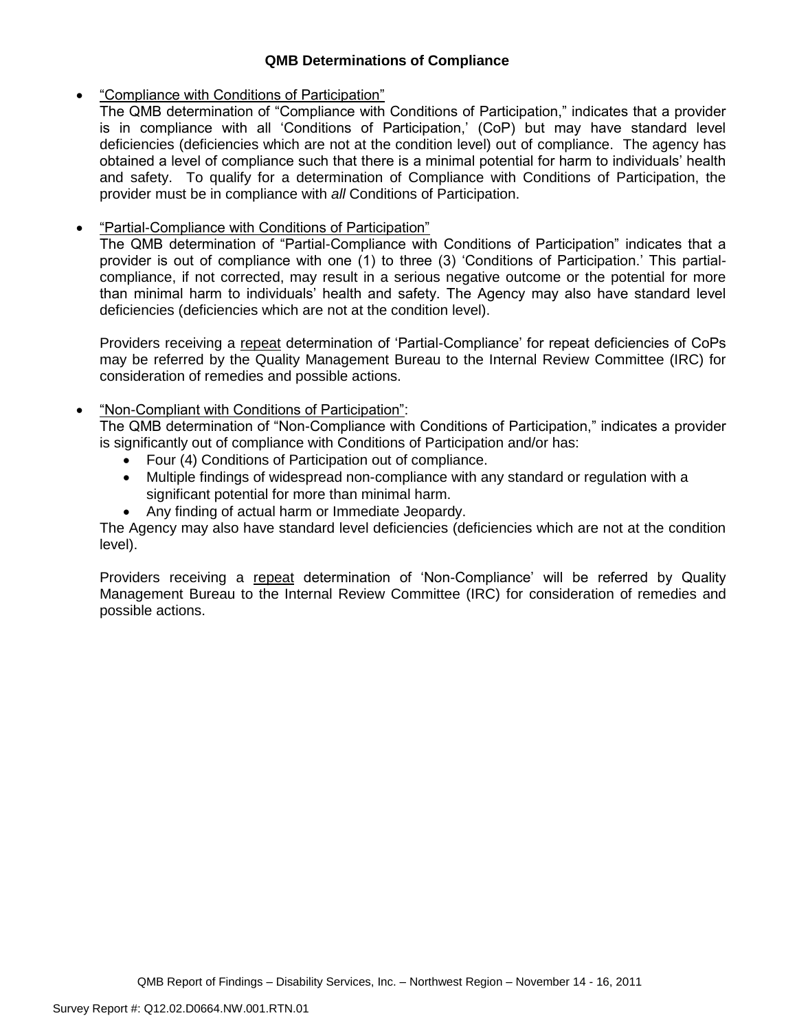**QMB Determinations of Compliance**

- "Compliance with Conditions of Participation"
  The QMB determination of "Compliance with Conditions of Participation," indicates that a provider is in compliance with all 'Conditions of Participation,' (CoP) but may have standard level deficiencies (deficiencies which are not at the condition level) out of compliance. The agency has obtained a level of compliance such that there is a minimal potential for harm to individuals' health and safety. To qualify for a determination of Compliance with Conditions of Participation, the provider must be in compliance with *all* Conditions of Participation.

- "Partial-Compliance with Conditions of Participation"
  The QMB determination of "Partial-Compliance with Conditions of Participation" indicates that a provider is out of compliance with one (1) to three (3) 'Conditions of Participation.' This partial-compliance, if not corrected, may result in a serious negative outcome or the potential for more than minimal harm to individuals' health and safety. The Agency may also have standard level deficiencies (deficiencies which are not at the condition level).

  Providers receiving a repeat determination of 'Partial-Compliance' for repeat deficiencies of CoPs may be referred by the Quality Management Bureau to the Internal Review Committee (IRC) for consideration of remedies and possible actions.

- "Non-Compliant with Conditions of Participation":
  The QMB determination of "Non-Compliance with Conditions of Participation," indicates a provider is significantly out of compliance with Conditions of Participation and/or has:
  - Four (4) Conditions of Participation out of compliance.
  - Multiple findings of widespread non-compliance with any standard or regulation with a significant potential for more than minimal harm.
  - Any finding of actual harm or Immediate Jeopardy.

  The Agency may also have standard level deficiencies (deficiencies which are not at the condition level).

  Providers receiving a repeat determination of 'Non-Compliance' will be referred by Quality Management Bureau to the Internal Review Committee (IRC) for consideration of remedies and possible actions.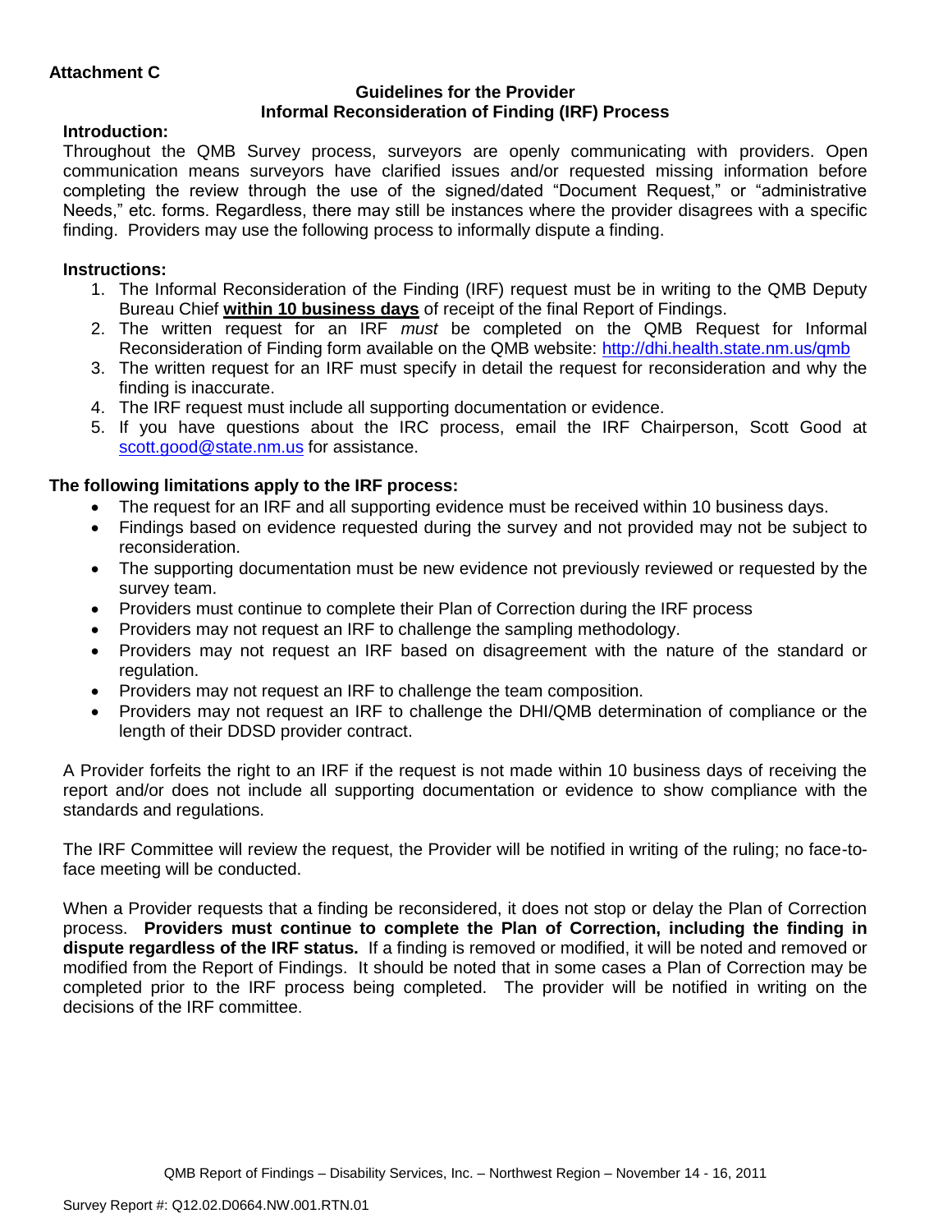**Attachment C**

**Guidelines for the Provider**
**Informal Reconsideration of Finding (IRF) Process**

**Introduction:**

Throughout the QMB Survey process, surveyors are openly communicating with providers. Open communication means surveyors have clarified issues and/or requested missing information before completing the review through the use of the signed/dated "Document Request," or "administrative Needs," etc. forms. Regardless, there may still be instances where the provider disagrees with a specific finding. Providers may use the following process to informally dispute a finding.

**Instructions:**

1. The Informal Reconsideration of the Finding (IRF) request must be in writing to the QMB Deputy Bureau Chief **within 10 business days** of receipt of the final Report of Findings.
2. The written request for an IRF *must* be completed on the QMB Request for Informal Reconsideration of Finding form available on the QMB website: http://dhi.health.state.nm.us/qmb
3. The written request for an IRF must specify in detail the request for reconsideration and why the finding is inaccurate.
4. The IRF request must include all supporting documentation or evidence.
5. If you have questions about the IRC process, email the IRF Chairperson, Scott Good at scott.good@state.nm.us for assistance.

**The following limitations apply to the IRF process:**

- The request for an IRF and all supporting evidence must be received within 10 business days.
- Findings based on evidence requested during the survey and not provided may not be subject to reconsideration.
- The supporting documentation must be new evidence not previously reviewed or requested by the survey team.
- Providers must continue to complete their Plan of Correction during the IRF process
- Providers may not request an IRF to challenge the sampling methodology.
- Providers may not request an IRF based on disagreement with the nature of the standard or regulation.
- Providers may not request an IRF to challenge the team composition.
- Providers may not request an IRF to challenge the DHI/QMB determination of compliance or the length of their DDSD provider contract.

A Provider forfeits the right to an IRF if the request is not made within 10 business days of receiving the report and/or does not include all supporting documentation or evidence to show compliance with the standards and regulations.

The IRF Committee will review the request, the Provider will be notified in writing of the ruling; no face-to-face meeting will be conducted.

When a Provider requests that a finding be reconsidered, it does not stop or delay the Plan of Correction process. **Providers must continue to complete the Plan of Correction, including the finding in dispute regardless of the IRF status.** If a finding is removed or modified, it will be noted and removed or modified from the Report of Findings. It should be noted that in some cases a Plan of Correction may be completed prior to the IRF process being completed. The provider will be notified in writing on the decisions of the IRF committee.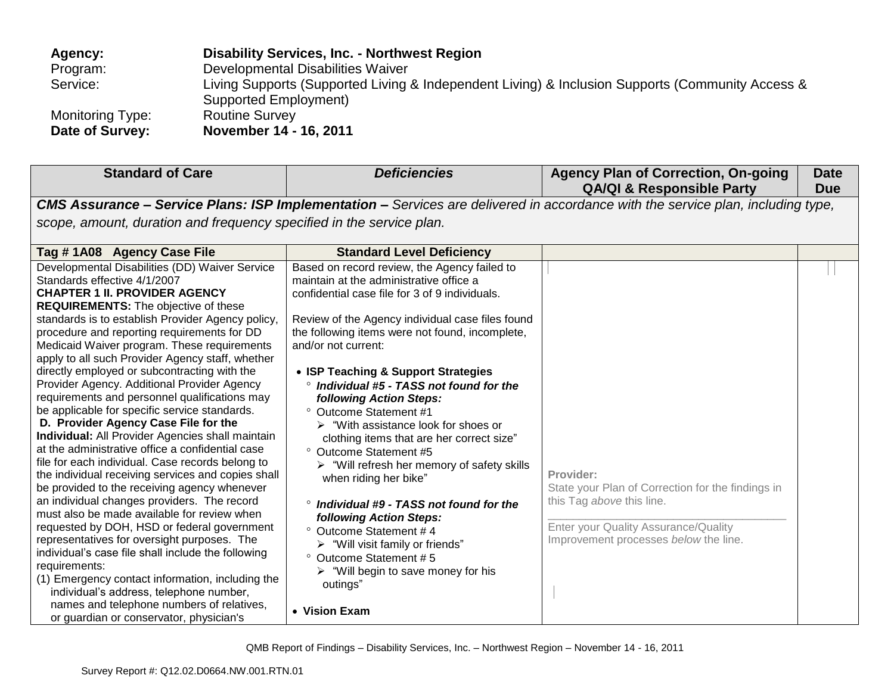| | |
|---|---|
| **Agency:** | **Disability Services, Inc. - Northwest Region** |
| Program: | Developmental Disabilities Waiver |
| Service: | Living Supports (Supported Living & Independent Living) & Inclusion Supports (Community Access & Supported Employment) |
| Monitoring Type: | Routine Survey |
| **Date of Survey:** | **November 14 - 16, 2011** |

| Standard of Care | *Deficiencies* | Agency Plan of Correction, On-going QA/QI & Responsible Party | Date Due |
|---|---|---|---|
| ***CMS Assurance – Service Plans: ISP Implementation –*** *Services are delivered in accordance with the service plan, including type, scope, amount, duration and frequency specified in the service plan.* | | | |
| **Tag # 1A08 Agency Case File** | **Standard Level Deficiency** | | |
| Developmental Disabilities (DD) Waiver Service Standards effective 4/1/2007<br>**CHAPTER 1 II. PROVIDER AGENCY REQUIREMENTS:** The objective of these standards is to establish Provider Agency policy, procedure and reporting requirements for DD Medicaid Waiver program. These requirements apply to all such Provider Agency staff, whether directly employed or subcontracting with the Provider Agency. Additional Provider Agency requirements and personnel qualifications may be applicable for specific service standards.<br>**D. Provider Agency Case File for the Individual:** All Provider Agencies shall maintain at the administrative office a confidential case file for each individual. Case records belong to the individual receiving services and copies shall be provided to the receiving agency whenever an individual changes providers. The record must also be made available for review when requested by DOH, HSD or federal government representatives for oversight purposes. The individual's case file shall include the following requirements:<br>(1) Emergency contact information, including the individual's address, telephone number, names and telephone numbers of relatives, or guardian or conservator, physician's | Based on record review, the Agency failed to maintain at the administrative office a confidential case file for 3 of 9 individuals.<br><br>Review of the Agency individual case files found the following items were not found, incomplete, and/or not current:<br><br>• **ISP Teaching & Support Strategies**<br>° ***Individual #5 - TASS not found for the following Action Steps:***<br>° Outcome Statement #1<br>➢ "With assistance look for shoes or clothing items that are her correct size"<br>° Outcome Statement #5<br>➢ "Will refresh her memory of safety skills when riding her bike"<br><br>° ***Individual #9 - TASS not found for the following Action Steps:***<br>° Outcome Statement # 4<br>➢ "Will visit family or friends"<br>° Outcome Statement # 5<br>➢ "Will begin to save money for his outings"<br><br>• **Vision Exam** | **Provider:**<br>State your Plan of Correction for the findings in this Tag *above* this line.<br>\_\_\_\_\_\_\_\_\_\_\_\_\_\_\_\_\_\_\_\_\_\_\_\_\_\_\_\_\_\_\_\_\_\_\_<br>Enter your Quality Assurance/Quality Improvement processes *below* the line. | |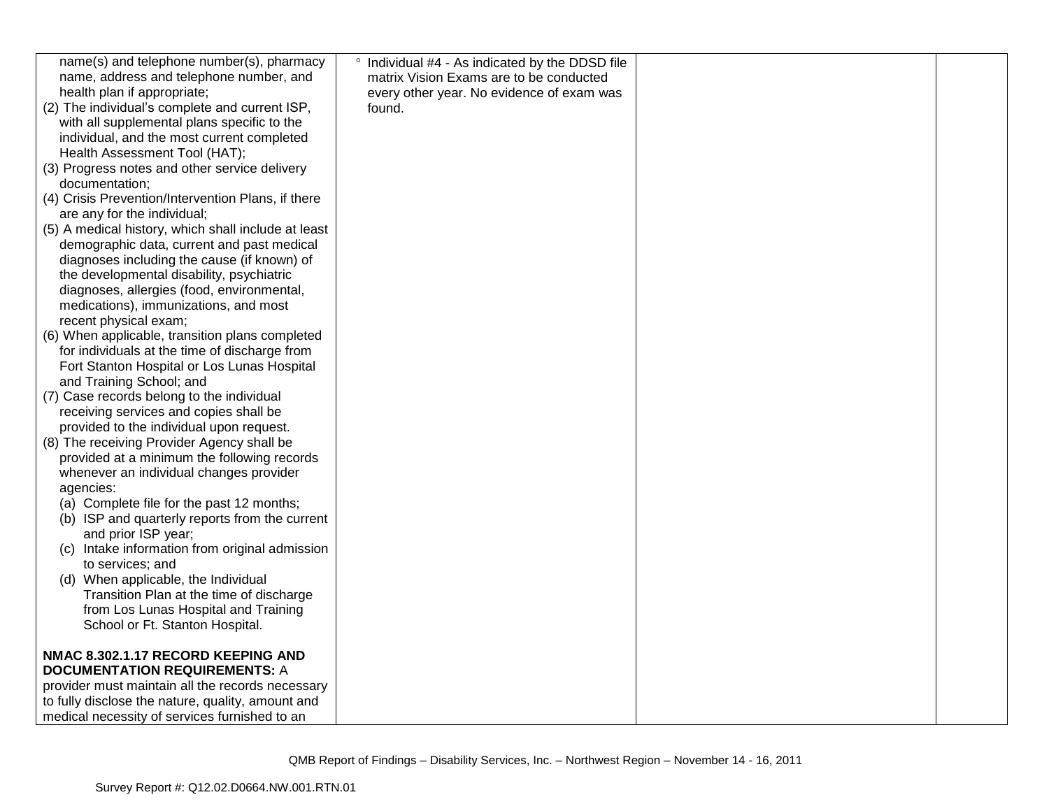| | | | |
|---|---|---|---|
| name(s) and telephone number(s), pharmacy name, address and telephone number, and health plan if appropriate;<br>(2) The individual's complete and current ISP, with all supplemental plans specific to the individual, and the most current completed Health Assessment Tool (HAT);<br>(3) Progress notes and other service delivery documentation;<br>(4) Crisis Prevention/Intervention Plans, if there are any for the individual;<br>(5) A medical history, which shall include at least demographic data, current and past medical diagnoses including the cause (if known) of the developmental disability, psychiatric diagnoses, allergies (food, environmental, medications), immunizations, and most recent physical exam;<br>(6) When applicable, transition plans completed for individuals at the time of discharge from Fort Stanton Hospital or Los Lunas Hospital and Training School; and<br>(7) Case records belong to the individual receiving services and copies shall be provided to the individual upon request.<br>(8) The receiving Provider Agency shall be provided at a minimum the following records whenever an individual changes provider agencies:<br>(a) Complete file for the past 12 months;<br>(b) ISP and quarterly reports from the current and prior ISP year;<br>(c) Intake information from original admission to services; and<br>(d) When applicable, the Individual Transition Plan at the time of discharge from Los Lunas Hospital and Training School or Ft. Stanton Hospital.<br><br>**NMAC 8.302.1.17 RECORD KEEPING AND DOCUMENTATION REQUIREMENTS:** A provider must maintain all the records necessary to fully disclose the nature, quality, amount and medical necessity of services furnished to an | ° Individual #4 - As indicated by the DDSD file matrix Vision Exams are to be conducted every other year. No evidence of exam was found. | | |

QMB Report of Findings – Disability Services, Inc. – Northwest Region – November 14 - 16, 2011

Survey Report #: Q12.02.D0664.NW.001.RTN.01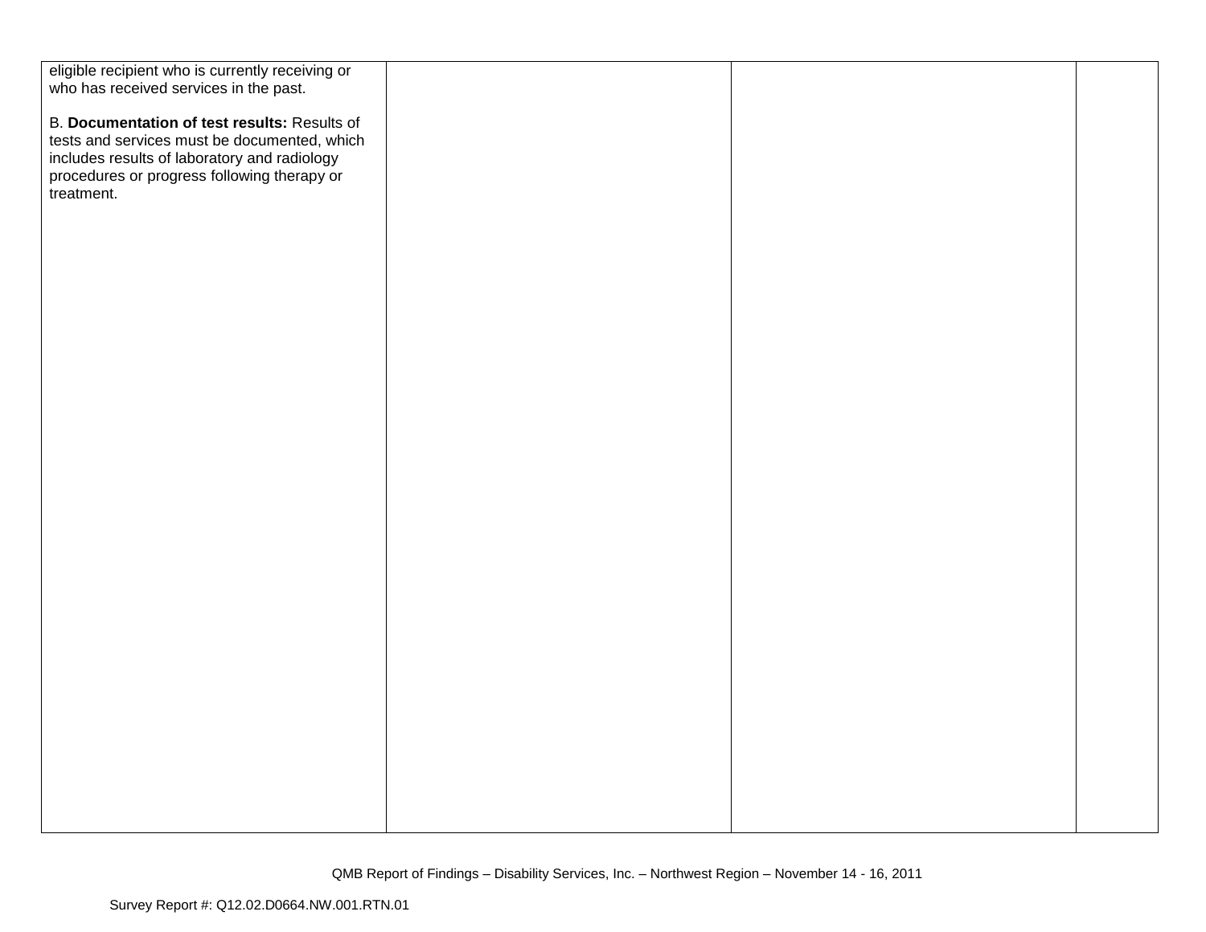| | | | |
|---|---|---|---|
| eligible recipient who is currently receiving or who has received services in the past.<br><br>B. **Documentation of test results:** Results of tests and services must be documented, which includes results of laboratory and radiology procedures or progress following therapy or treatment. | | | |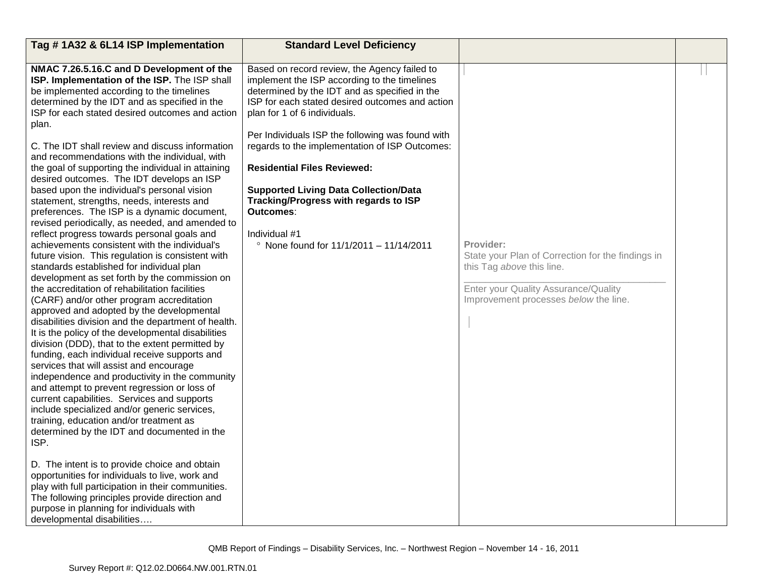| Tag # 1A32 & 6L14 ISP Implementation | Standard Level Deficiency | | |
|---|---|---|---|
| **NMAC 7.26.5.16.C and D Development of the ISP. Implementation of the ISP.** The ISP shall be implemented according to the timelines determined by the IDT and as specified in the ISP for each stated desired outcomes and action plan.<br><br>C. The IDT shall review and discuss information and recommendations with the individual, with the goal of supporting the individual in attaining desired outcomes. The IDT develops an ISP based upon the individual's personal vision statement, strengths, needs, interests and preferences. The ISP is a dynamic document, revised periodically, as needed, and amended to reflect progress towards personal goals and achievements consistent with the individual's future vision. This regulation is consistent with standards established for individual plan development as set forth by the commission on the accreditation of rehabilitation facilities (CARF) and/or other program accreditation approved and adopted by the developmental disabilities division and the department of health. It is the policy of the developmental disabilities division (DDD), that to the extent permitted by funding, each individual receive supports and services that will assist and encourage independence and productivity in the community and attempt to prevent regression or loss of current capabilities. Services and supports include specialized and/or generic services, training, education and/or treatment as determined by the IDT and documented in the ISP.<br><br>D. The intent is to provide choice and obtain opportunities for individuals to live, work and play with full participation in their communities. The following principles provide direction and purpose in planning for individuals with developmental disabilities…. | Based on record review, the Agency failed to implement the ISP according to the timelines determined by the IDT and as specified in the ISP for each stated desired outcomes and action plan for 1 of 6 individuals.<br><br>Per Individuals ISP the following was found with regards to the implementation of ISP Outcomes:<br><br>**Residential Files Reviewed:**<br><br>**Supported Living Data Collection/Data Tracking/Progress with regards to ISP Outcomes**:<br><br>Individual #1<br>° None found for 11/1/2011 – 11/14/2011 | **Provider:**<br>State your Plan of Correction for the findings in this Tag *above* this line.<br>\_\_\_\_\_\_\_\_\_\_\_\_\_\_\_\_\_\_\_\_\_\_\_\_\_\_\_\_\_\_\_\_\_\_\_\_<br>Enter your Quality Assurance/Quality Improvement processes *below* the line. | |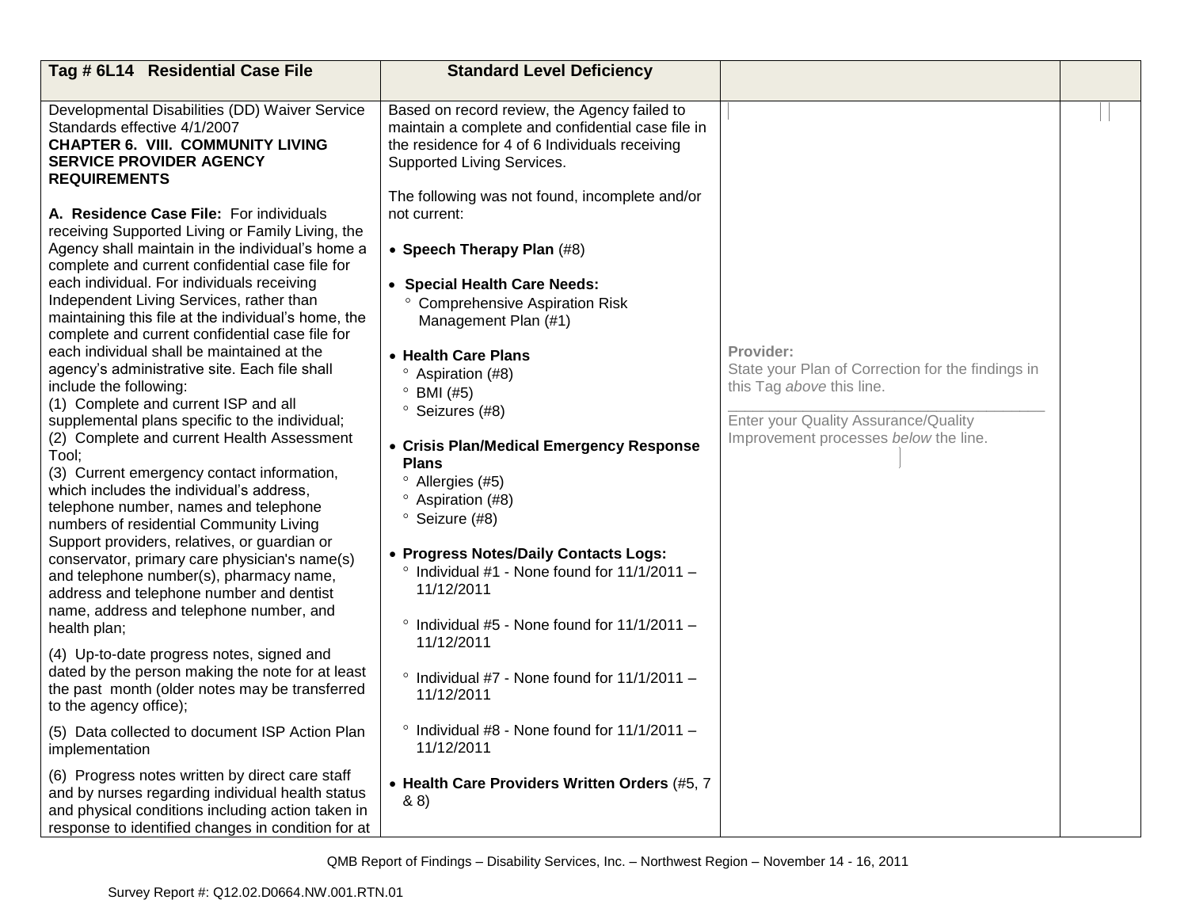| Tag # 6L14 Residential Case File | Standard Level Deficiency | | |
|---|---|---|---|
| Developmental Disabilities (DD) Waiver Service Standards effective 4/1/2007<br>**CHAPTER 6. VIII. COMMUNITY LIVING SERVICE PROVIDER AGENCY REQUIREMENTS**<br><br>**A. Residence Case File:** For individuals receiving Supported Living or Family Living, the Agency shall maintain in the individual's home a complete and current confidential case file for each individual. For individuals receiving Independent Living Services, rather than maintaining this file at the individual's home, the complete and current confidential case file for each individual shall be maintained at the agency's administrative site. Each file shall include the following:<br>(1) Complete and current ISP and all supplemental plans specific to the individual;<br>(2) Complete and current Health Assessment Tool;<br>(3) Current emergency contact information, which includes the individual's address, telephone number, names and telephone numbers of residential Community Living Support providers, relatives, or guardian or conservator, primary care physician's name(s) and telephone number(s), pharmacy name, address and telephone number and dentist name, address and telephone number, and health plan;<br><br>(4) Up-to-date progress notes, signed and dated by the person making the note for at least the past month (older notes may be transferred to the agency office);<br><br>(5) Data collected to document ISP Action Plan implementation<br><br>(6) Progress notes written by direct care staff and by nurses regarding individual health status and physical conditions including action taken in response to identified changes in condition for at | Based on record review, the Agency failed to maintain a complete and confidential case file in the residence for 4 of 6 Individuals receiving Supported Living Services.<br><br>The following was not found, incomplete and/or not current:<br><br>• **Speech Therapy Plan** (#8)<br><br>• **Special Health Care Needs:**<br>° Comprehensive Aspiration Risk Management Plan (#1)<br><br>• **Health Care Plans**<br>° Aspiration (#8)<br>° BMI (#5)<br>° Seizures (#8)<br><br>• **Crisis Plan/Medical Emergency Response Plans**<br>° Allergies (#5)<br>° Aspiration (#8)<br>° Seizure (#8)<br><br>• **Progress Notes/Daily Contacts Logs:**<br>° Individual #1 - None found for 11/1/2011 – 11/12/2011<br><br>° Individual #5 - None found for 11/1/2011 – 11/12/2011<br><br>° Individual #7 - None found for 11/1/2011 – 11/12/2011<br><br>° Individual #8 - None found for 11/1/2011 – 11/12/2011<br><br>• **Health Care Providers Written Orders** (#5, 7 & 8) | **Provider:**<br>State your Plan of Correction for the findings in this Tag *above* this line.<br><br>Enter your Quality Assurance/Quality Improvement processes *below* the line. | |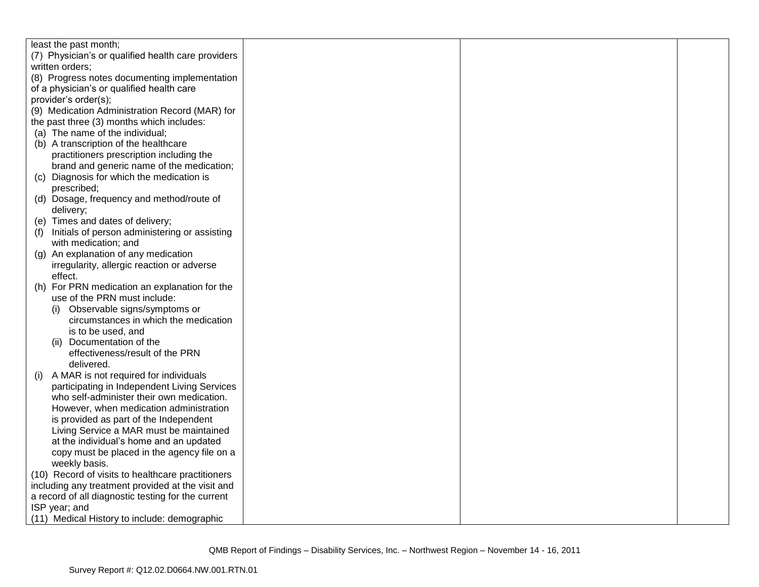| | | | |
|---|---|---|---|
| least the past month;<br>(7) Physician's or qualified health care providers written orders;<br>(8) Progress notes documenting implementation of a physician's or qualified health care provider's order(s);<br>(9) Medication Administration Record (MAR) for the past three (3) months which includes:<br>(a) The name of the individual;<br>(b) A transcription of the healthcare practitioners prescription including the brand and generic name of the medication;<br>(c) Diagnosis for which the medication is prescribed;<br>(d) Dosage, frequency and method/route of delivery;<br>(e) Times and dates of delivery;<br>(f) Initials of person administering or assisting with medication; and<br>(g) An explanation of any medication irregularity, allergic reaction or adverse effect.<br>(h) For PRN medication an explanation for the use of the PRN must include:<br>(i) Observable signs/symptoms or circumstances in which the medication is to be used, and<br>(ii) Documentation of the effectiveness/result of the PRN delivered.<br>(i) A MAR is not required for individuals participating in Independent Living Services who self-administer their own medication. However, when medication administration is provided as part of the Independent Living Service a MAR must be maintained at the individual's home and an updated copy must be placed in the agency file on a weekly basis.<br>(10) Record of visits to healthcare practitioners including any treatment provided at the visit and a record of all diagnostic testing for the current ISP year; and<br>(11) Medical History to include: demographic | | | |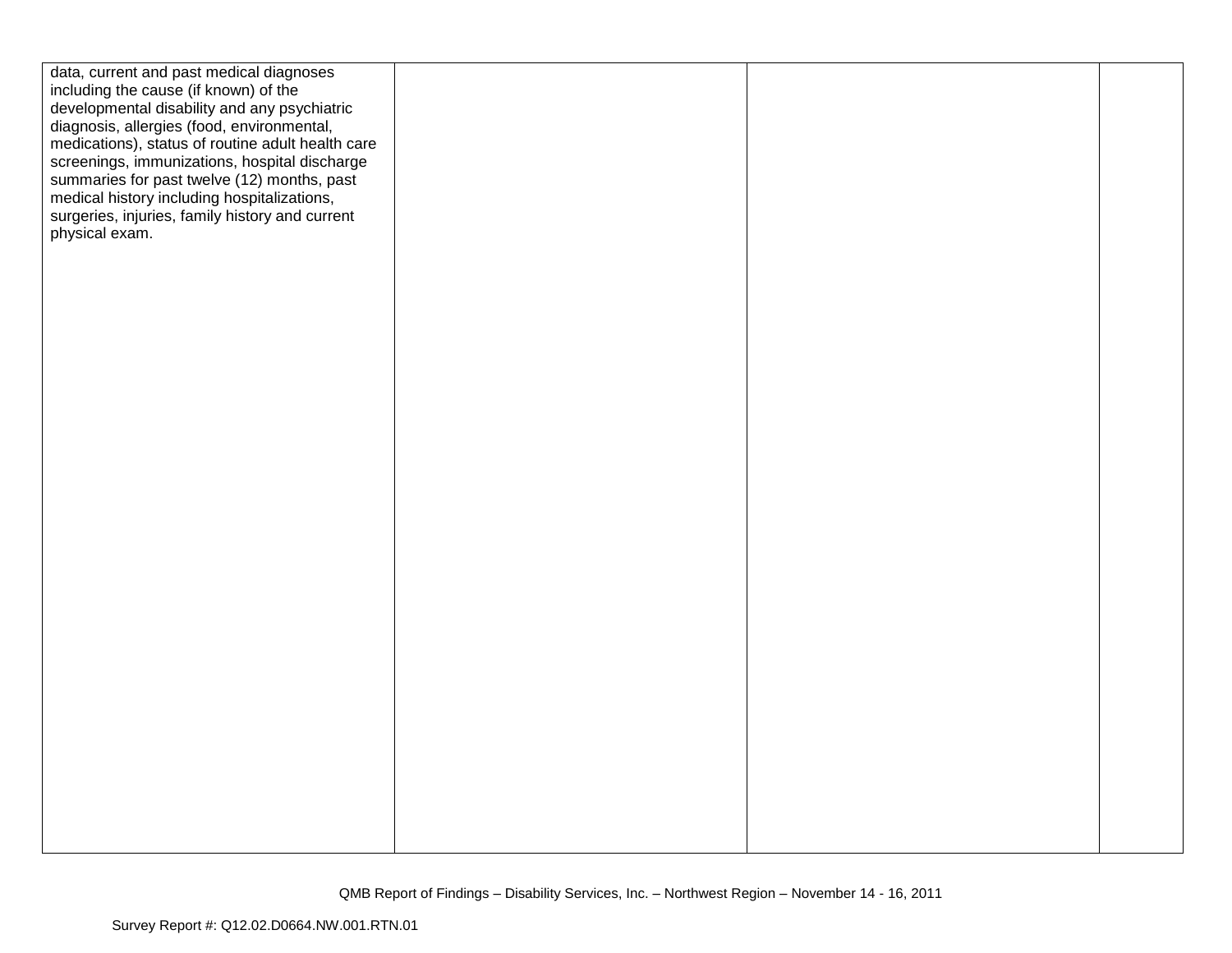| | | | |
|---|---|---|---|
| data, current and past medical diagnoses including the cause (if known) of the developmental disability and any psychiatric diagnosis, allergies (food, environmental, medications), status of routine adult health care screenings, immunizations, hospital discharge summaries for past twelve (12) months, past medical history including hospitalizations, surgeries, injuries, family history and current physical exam. | | | |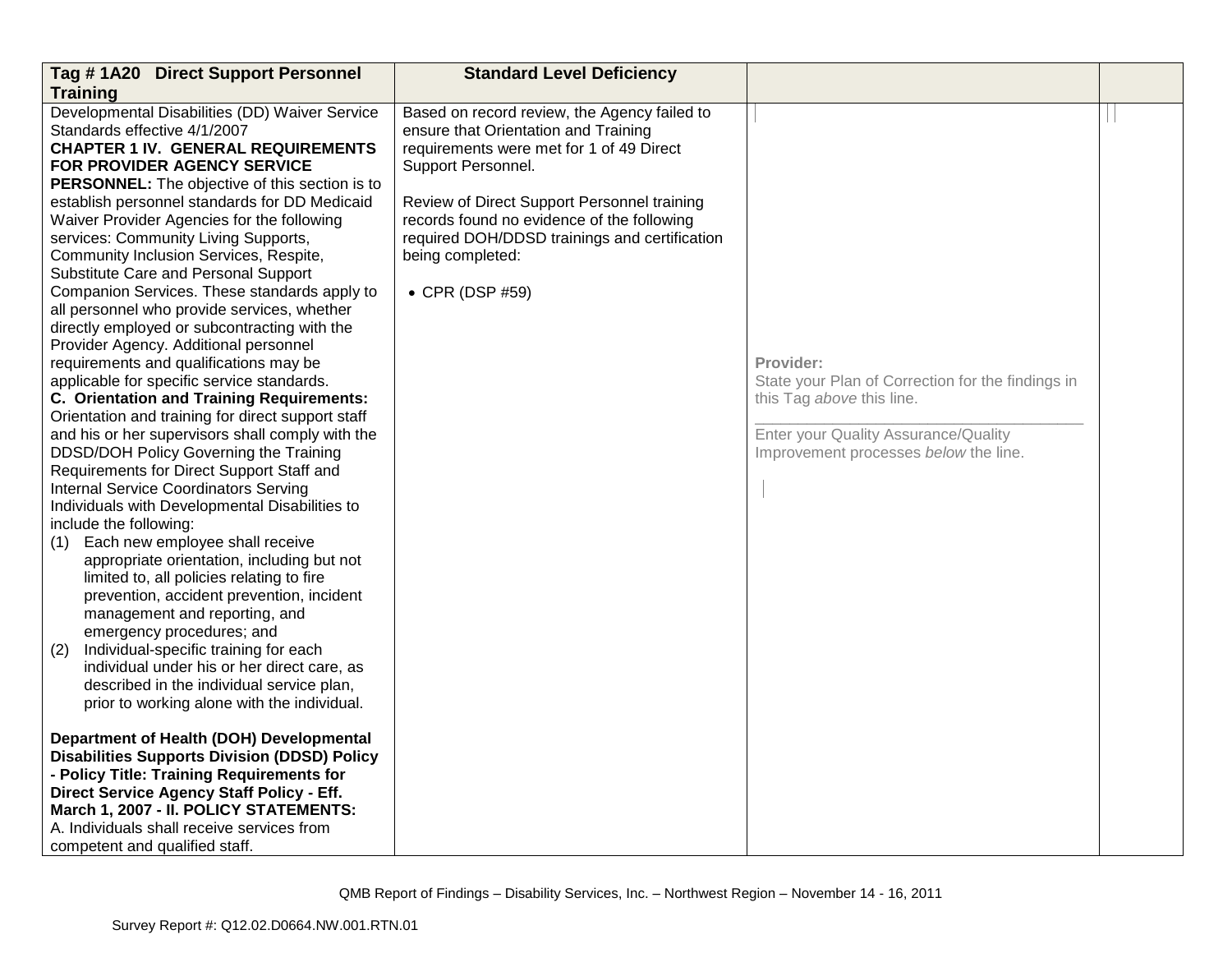| Tag # 1A20 Direct Support Personnel Training | Standard Level Deficiency | | |
|---|---|---|---|
| Developmental Disabilities (DD) Waiver Service Standards effective 4/1/2007<br>**CHAPTER 1 IV. GENERAL REQUIREMENTS FOR PROVIDER AGENCY SERVICE PERSONNEL:** The objective of this section is to establish personnel standards for DD Medicaid Waiver Provider Agencies for the following services: Community Living Supports, Community Inclusion Services, Respite, Substitute Care and Personal Support Companion Services. These standards apply to all personnel who provide services, whether directly employed or subcontracting with the Provider Agency. Additional personnel requirements and qualifications may be applicable for specific service standards.<br>**C. Orientation and Training Requirements:** Orientation and training for direct support staff and his or her supervisors shall comply with the DDSD/DOH Policy Governing the Training Requirements for Direct Support Staff and Internal Service Coordinators Serving Individuals with Developmental Disabilities to include the following:<br>(1) Each new employee shall receive appropriate orientation, including but not limited to, all policies relating to fire prevention, accident prevention, incident management and reporting, and emergency procedures; and<br>(2) Individual-specific training for each individual under his or her direct care, as described in the individual service plan, prior to working alone with the individual.<br><br>**Department of Health (DOH) Developmental Disabilities Supports Division (DDSD) Policy - Policy Title: Training Requirements for Direct Service Agency Staff Policy - Eff. March 1, 2007 - II. POLICY STATEMENTS:**<br>A. Individuals shall receive services from competent and qualified staff. | Based on record review, the Agency failed to ensure that Orientation and Training requirements were met for 1 of 49 Direct Support Personnel.<br><br>Review of Direct Support Personnel training records found no evidence of the following required DOH/DDSD trainings and certification being completed:<br><br>• CPR (DSP #59) | **Provider:**<br>State your Plan of Correction for the findings in this Tag *above* this line.<br>\_\_\_\_\_\_\_\_\_\_\_\_\_\_\_\_\_\_\_\_\_\_\_\_\_\_\_\_\_\_\_\_\_\_\_\_\_\_<br>Enter your Quality Assurance/Quality Improvement processes *below* the line. | |

QMB Report of Findings – Disability Services, Inc. – Northwest Region – November 14 - 16, 2011

Survey Report #: Q12.02.D0664.NW.001.RTN.01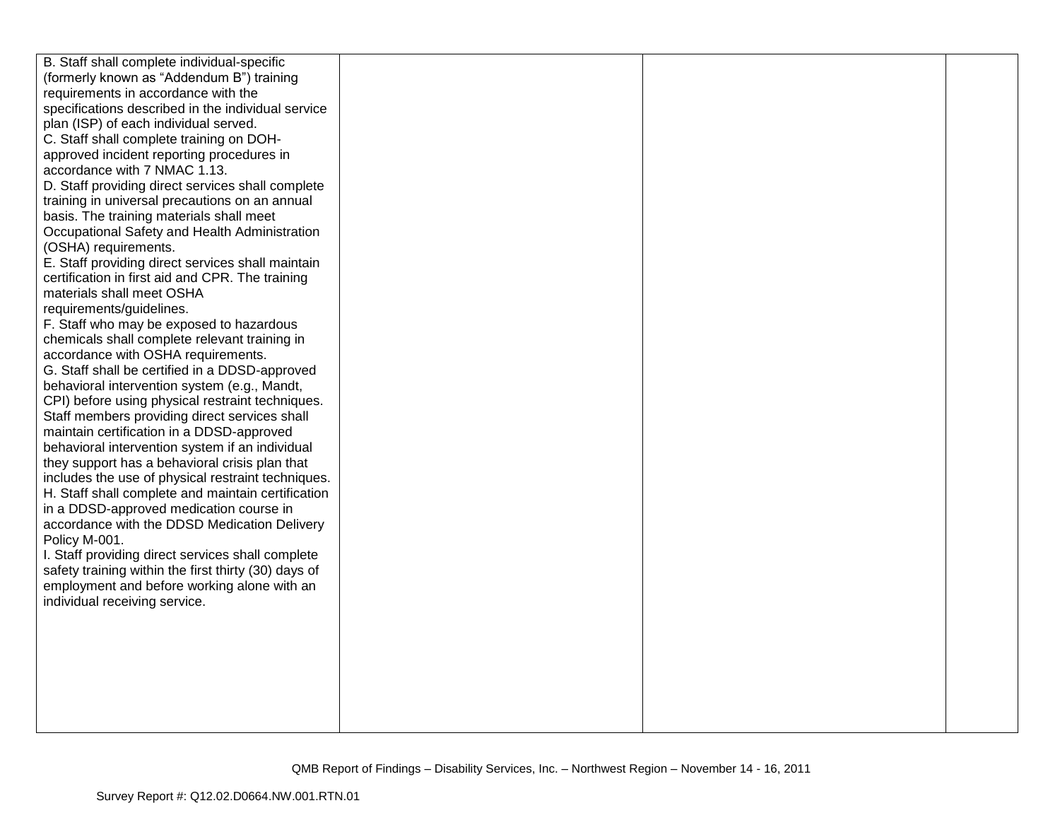| | | | |
|---|---|---|---|
| B. Staff shall complete individual-specific (formerly known as "Addendum B") training requirements in accordance with the specifications described in the individual service plan (ISP) of each individual served.<br>C. Staff shall complete training on DOH-approved incident reporting procedures in accordance with 7 NMAC 1.13.<br>D. Staff providing direct services shall complete training in universal precautions on an annual basis. The training materials shall meet Occupational Safety and Health Administration (OSHA) requirements.<br>E. Staff providing direct services shall maintain certification in first aid and CPR. The training materials shall meet OSHA requirements/guidelines.<br>F. Staff who may be exposed to hazardous chemicals shall complete relevant training in accordance with OSHA requirements.<br>G. Staff shall be certified in a DDSD-approved behavioral intervention system (e.g., Mandt, CPI) before using physical restraint techniques. Staff members providing direct services shall maintain certification in a DDSD-approved behavioral intervention system if an individual they support has a behavioral crisis plan that includes the use of physical restraint techniques.<br>H. Staff shall complete and maintain certification in a DDSD-approved medication course in accordance with the DDSD Medication Delivery Policy M-001.<br>I. Staff providing direct services shall complete safety training within the first thirty (30) days of employment and before working alone with an individual receiving service. | | | |

QMB Report of Findings – Disability Services, Inc. – Northwest Region – November 14 - 16, 2011

Survey Report #: Q12.02.D0664.NW.001.RTN.01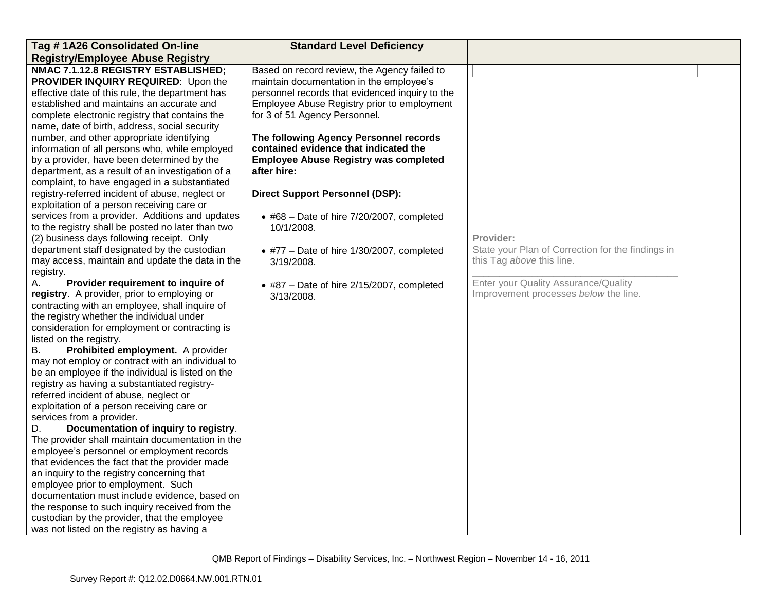| Tag # 1A26 Consolidated On-line Registry/Employee Abuse Registry | Standard Level Deficiency | | |
|---|---|---|---|
| **NMAC 7.1.12.8 REGISTRY ESTABLISHED; PROVIDER INQUIRY REQUIRED**: Upon the effective date of this rule, the department has established and maintains an accurate and complete electronic registry that contains the name, date of birth, address, social security number, and other appropriate identifying information of all persons who, while employed by a provider, have been determined by the department, as a result of an investigation of a complaint, to have engaged in a substantiated registry-referred incident of abuse, neglect or exploitation of a person receiving care or services from a provider. Additions and updates to the registry shall be posted no later than two (2) business days following receipt. Only department staff designated by the custodian may access, maintain and update the data in the registry.<br>A. **Provider requirement to inquire of registry**. A provider, prior to employing or contracting with an employee, shall inquire of the registry whether the individual under consideration for employment or contracting is listed on the registry.<br>B. **Prohibited employment.** A provider may not employ or contract with an individual to be an employee if the individual is listed on the registry as having a substantiated registry-referred incident of abuse, neglect or exploitation of a person receiving care or services from a provider.<br>D. **Documentation of inquiry to registry**. The provider shall maintain documentation in the employee's personnel or employment records that evidences the fact that the provider made an inquiry to the registry concerning that employee prior to employment. Such documentation must include evidence, based on the response to such inquiry received from the custodian by the provider, that the employee was not listed on the registry as having a | Based on record review, the Agency failed to maintain documentation in the employee's personnel records that evidenced inquiry to the Employee Abuse Registry prior to employment for 3 of 51 Agency Personnel.<br><br>**The following Agency Personnel records contained evidence that indicated the Employee Abuse Registry was completed after hire:**<br><br>**Direct Support Personnel (DSP):**<br><br>• #68 – Date of hire 7/20/2007, completed 10/1/2008.<br><br>• #77 – Date of hire 1/30/2007, completed 3/19/2008.<br><br>• #87 – Date of hire 2/15/2007, completed 3/13/2008. | **Provider:**<br>State your Plan of Correction for the findings in this Tag *above* this line.<br>\_\_\_\_\_\_\_\_\_\_\_\_\_\_\_\_\_\_\_\_\_\_\_\_\_\_\_\_\_\_\_\_<br>Enter your Quality Assurance/Quality Improvement processes *below* the line. | |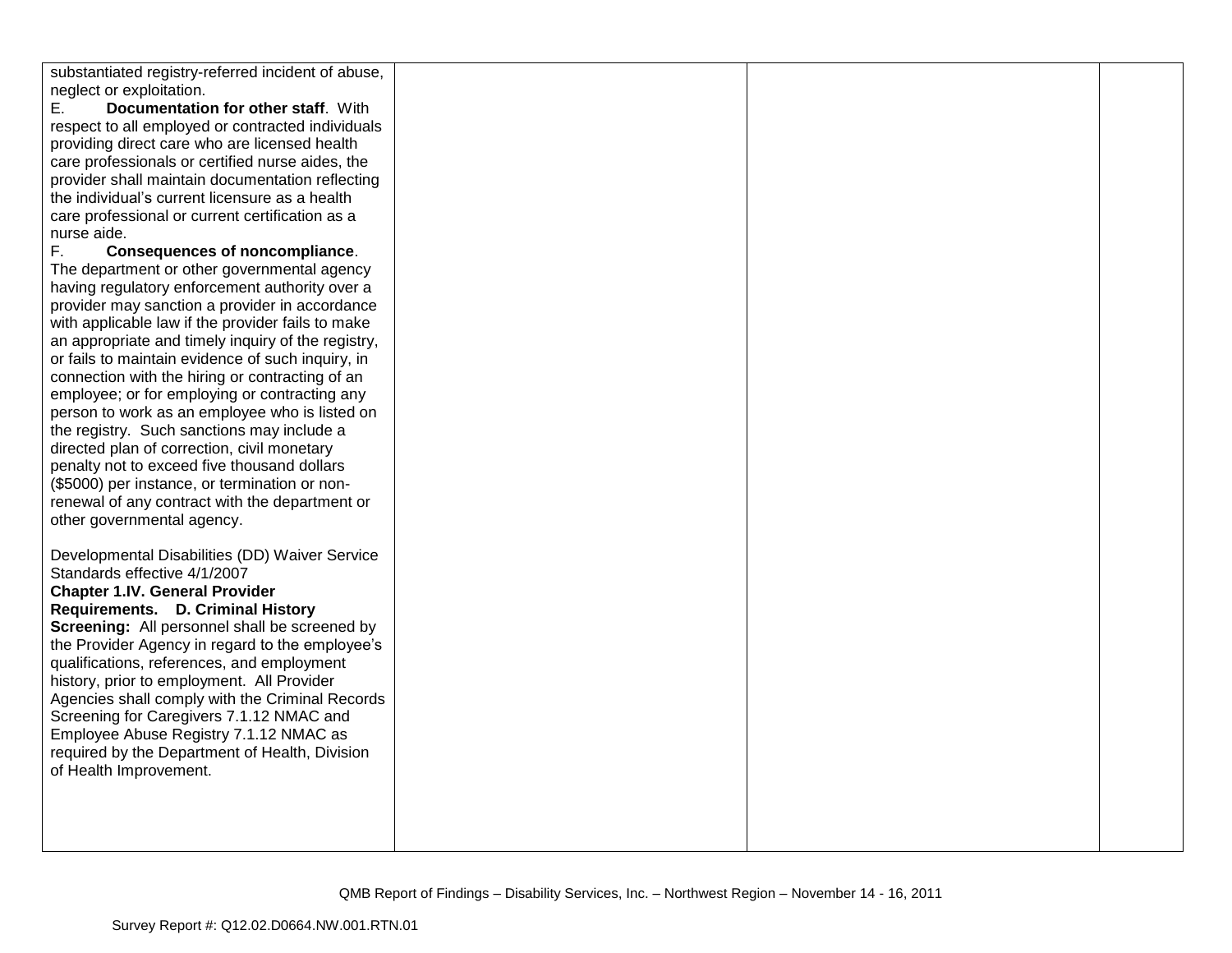| | | | |
|---|---|---|---|
| substantiated registry-referred incident of abuse, neglect or exploitation.<br>E. **Documentation for other staff**. With respect to all employed or contracted individuals providing direct care who are licensed health care professionals or certified nurse aides, the provider shall maintain documentation reflecting the individual's current licensure as a health care professional or current certification as a nurse aide.<br>F. **Consequences of noncompliance**. The department or other governmental agency having regulatory enforcement authority over a provider may sanction a provider in accordance with applicable law if the provider fails to make an appropriate and timely inquiry of the registry, or fails to maintain evidence of such inquiry, in connection with the hiring or contracting of an employee; or for employing or contracting any person to work as an employee who is listed on the registry. Such sanctions may include a directed plan of correction, civil monetary penalty not to exceed five thousand dollars ($5000) per instance, or termination or non-renewal of any contract with the department or other governmental agency.<br><br>Developmental Disabilities (DD) Waiver Service Standards effective 4/1/2007<br>**Chapter 1.IV. General Provider Requirements. D. Criminal History Screening:** All personnel shall be screened by the Provider Agency in regard to the employee's qualifications, references, and employment history, prior to employment. All Provider Agencies shall comply with the Criminal Records Screening for Caregivers 7.1.12 NMAC and Employee Abuse Registry 7.1.12 NMAC as required by the Department of Health, Division of Health Improvement. | | | |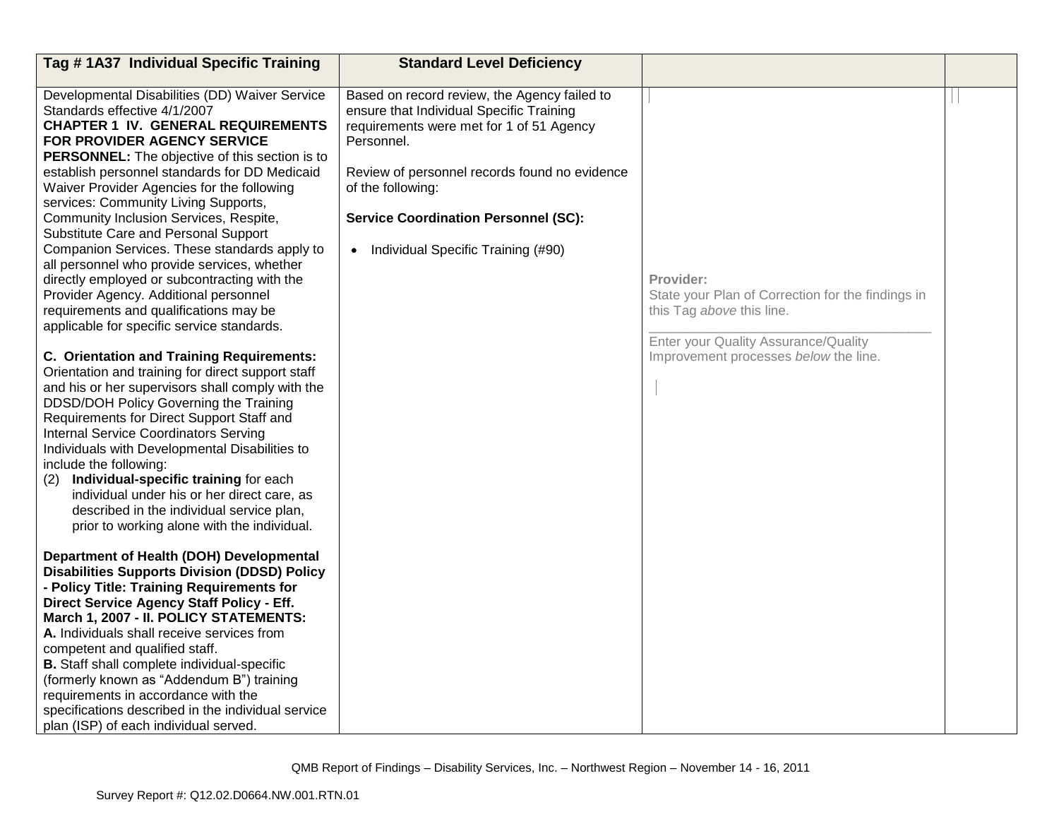| Tag # 1A37 Individual Specific Training | Standard Level Deficiency | | |
|---|---|---|---|
| Developmental Disabilities (DD) Waiver Service Standards effective 4/1/2007<br>**CHAPTER 1 IV. GENERAL REQUIREMENTS FOR PROVIDER AGENCY SERVICE PERSONNEL:** The objective of this section is to establish personnel standards for DD Medicaid Waiver Provider Agencies for the following services: Community Living Supports, Community Inclusion Services, Respite, Substitute Care and Personal Support Companion Services. These standards apply to all personnel who provide services, whether directly employed or subcontracting with the Provider Agency. Additional personnel requirements and qualifications may be applicable for specific service standards.<br><br>**C. Orientation and Training Requirements:** Orientation and training for direct support staff and his or her supervisors shall comply with the DDSD/DOH Policy Governing the Training Requirements for Direct Support Staff and Internal Service Coordinators Serving Individuals with Developmental Disabilities to include the following:<br>(2) **Individual-specific training** for each individual under his or her direct care, as described in the individual service plan, prior to working alone with the individual.<br><br>**Department of Health (DOH) Developmental Disabilities Supports Division (DDSD) Policy - Policy Title: Training Requirements for Direct Service Agency Staff Policy - Eff. March 1, 2007 - II. POLICY STATEMENTS:**<br>**A.** Individuals shall receive services from competent and qualified staff.<br>**B.** Staff shall complete individual-specific (formerly known as "Addendum B") training requirements in accordance with the specifications described in the individual service plan (ISP) of each individual served. | Based on record review, the Agency failed to ensure that Individual Specific Training requirements were met for 1 of 51 Agency Personnel.<br><br>Review of personnel records found no evidence of the following:<br><br>**Service Coordination Personnel (SC):**<br><br>• Individual Specific Training (#90) | **Provider:**<br>State your Plan of Correction for the findings in this Tag *above* this line.<br>\_\_\_\_\_\_\_\_\_\_\_\_\_\_\_\_\_\_\_\_\_\_\_\_\_\_\_\_\_\_<br>Enter your Quality Assurance/Quality Improvement processes *below* the line. | |

QMB Report of Findings – Disability Services, Inc. – Northwest Region – November 14 - 16, 2011

Survey Report #: Q12.02.D0664.NW.001.RTN.01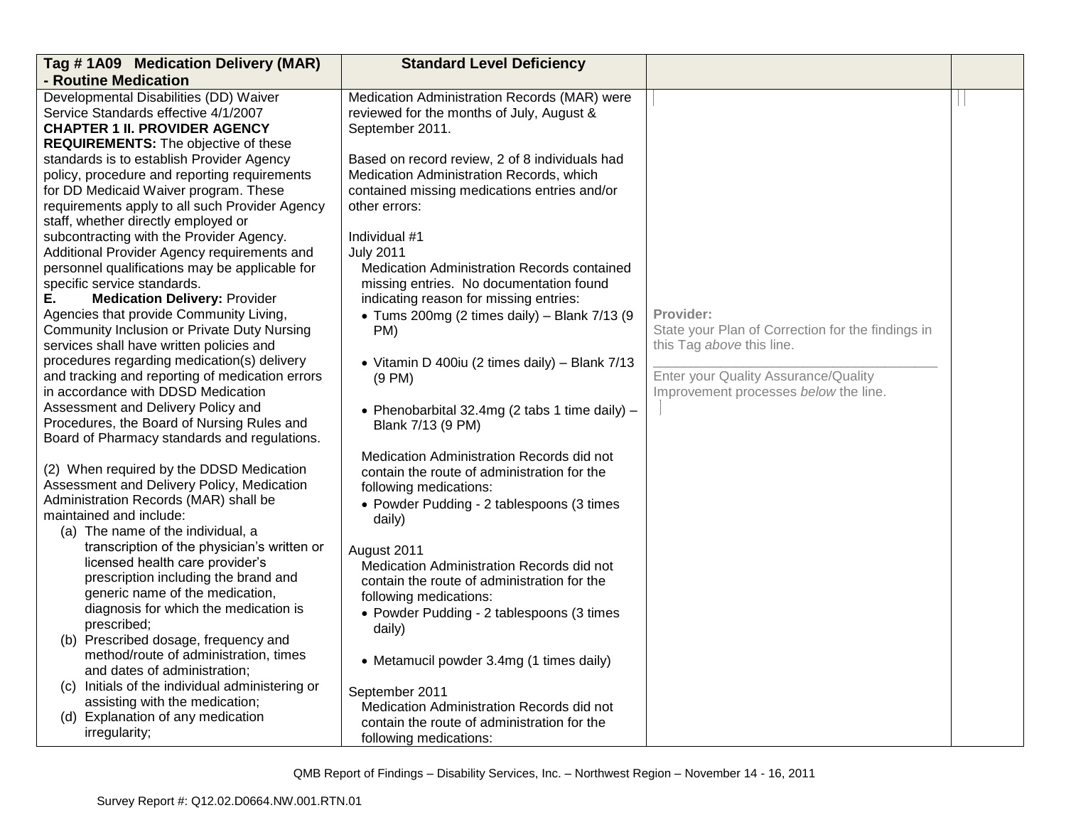| Tag # 1A09 Medication Delivery (MAR) - Routine Medication | Standard Level Deficiency | | |
|---|---|---|---|
| Developmental Disabilities (DD) Waiver Service Standards effective 4/1/2007<br>**CHAPTER 1 II. PROVIDER AGENCY REQUIREMENTS:** The objective of these standards is to establish Provider Agency policy, procedure and reporting requirements for DD Medicaid Waiver program. These requirements apply to all such Provider Agency staff, whether directly employed or subcontracting with the Provider Agency. Additional Provider Agency requirements and personnel qualifications may be applicable for specific service standards.<br>**E. Medication Delivery:** Provider Agencies that provide Community Living, Community Inclusion or Private Duty Nursing services shall have written policies and procedures regarding medication(s) delivery and tracking and reporting of medication errors in accordance with DDSD Medication Assessment and Delivery Policy and Procedures, the Board of Nursing Rules and Board of Pharmacy standards and regulations.<br><br>(2) When required by the DDSD Medication Assessment and Delivery Policy, Medication Administration Records (MAR) shall be maintained and include:<br>(a) The name of the individual, a transcription of the physician's written or licensed health care provider's prescription including the brand and generic name of the medication, diagnosis for which the medication is prescribed;<br>(b) Prescribed dosage, frequency and method/route of administration, times and dates of administration;<br>(c) Initials of the individual administering or assisting with the medication;<br>(d) Explanation of any medication irregularity; | Medication Administration Records (MAR) were reviewed for the months of July, August & September 2011.<br><br>Based on record review, 2 of 8 individuals had Medication Administration Records, which contained missing medications entries and/or other errors:<br><br>Individual #1<br>July 2011<br>Medication Administration Records contained missing entries. No documentation found indicating reason for missing entries:<br>• Tums 200mg (2 times daily) – Blank 7/13 (9 PM)<br>• Vitamin D 400iu (2 times daily) – Blank 7/13 (9 PM)<br>• Phenobarbital 32.4mg (2 tabs 1 time daily) – Blank 7/13 (9 PM)<br><br>Medication Administration Records did not contain the route of administration for the following medications:<br>• Powder Pudding - 2 tablespoons (3 times daily)<br><br>August 2011<br>Medication Administration Records did not contain the route of administration for the following medications:<br>• Powder Pudding - 2 tablespoons (3 times daily)<br>• Metamucil powder 3.4mg (1 times daily)<br><br>September 2011<br>Medication Administration Records did not contain the route of administration for the following medications: | **Provider:**<br>State your Plan of Correction for the findings in this Tag *above* this line.<br>\_\_\_\_\_\_\_\_\_\_\_\_\_\_\_\_\_\_\_\_\_\_\_\_\_\_\_\_\_\_\_\_\_\_\_\_<br>Enter your Quality Assurance/Quality Improvement processes *below* the line. | |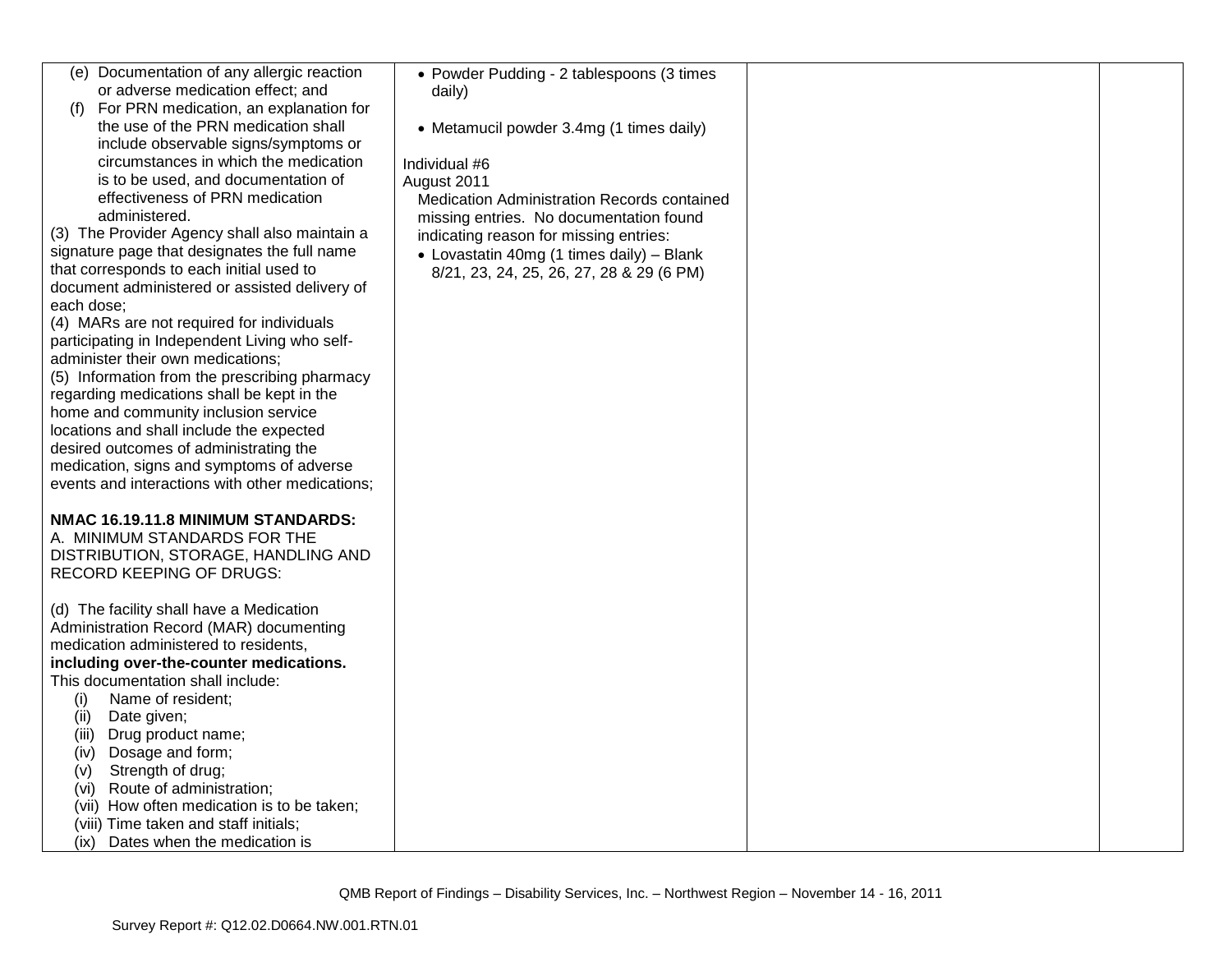| | | | |
|---|---|---|---|
| (e) Documentation of any allergic reaction or adverse medication effect; and<br>(f) For PRN medication, an explanation for the use of the PRN medication shall include observable signs/symptoms or circumstances in which the medication is to be used, and documentation of effectiveness of PRN medication administered.<br>(3) The Provider Agency shall also maintain a signature page that designates the full name that corresponds to each initial used to document administered or assisted delivery of each dose;<br>(4) MARs are not required for individuals participating in Independent Living who self-administer their own medications;<br>(5) Information from the prescribing pharmacy regarding medications shall be kept in the home and community inclusion service locations and shall include the expected desired outcomes of administrating the medication, signs and symptoms of adverse events and interactions with other medications;<br><br>**NMAC 16.19.11.8 MINIMUM STANDARDS:**<br>A. MINIMUM STANDARDS FOR THE DISTRIBUTION, STORAGE, HANDLING AND RECORD KEEPING OF DRUGS:<br><br>(d) The facility shall have a Medication Administration Record (MAR) documenting medication administered to residents, **including over-the-counter medications.** This documentation shall include:<br>(i) Name of resident;<br>(ii) Date given;<br>(iii) Drug product name;<br>(iv) Dosage and form;<br>(v) Strength of drug;<br>(vi) Route of administration;<br>(vii) How often medication is to be taken;<br>(viii) Time taken and staff initials;<br>(ix) Dates when the medication is | • Powder Pudding - 2 tablespoons (3 times daily)<br><br>• Metamucil powder 3.4mg (1 times daily)<br><br>Individual #6<br>August 2011<br>Medication Administration Records contained missing entries. No documentation found indicating reason for missing entries:<br>• Lovastatin 40mg (1 times daily) – Blank 8/21, 23, 24, 25, 26, 27, 28 & 29 (6 PM) | | |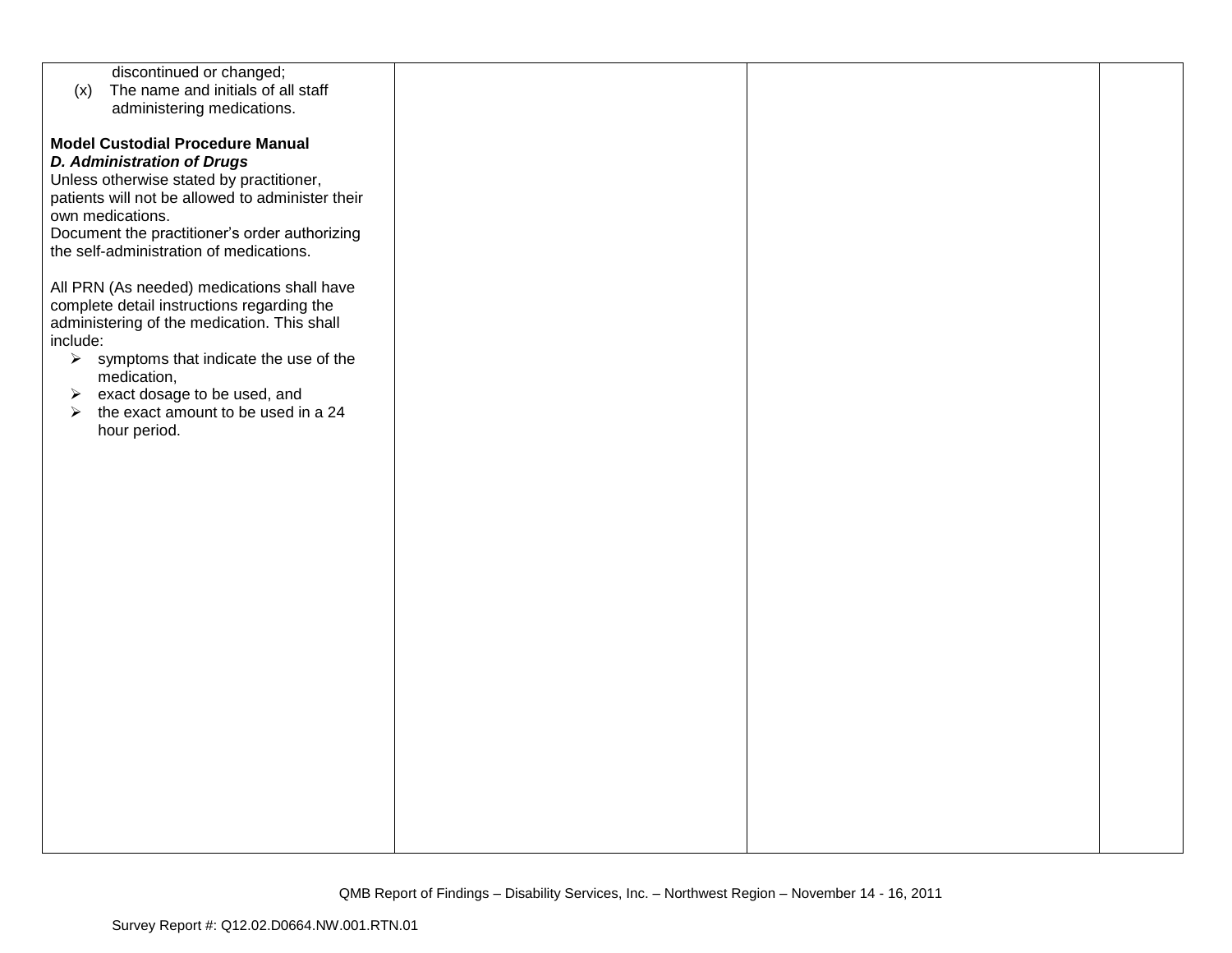| | | | |
|---|---|---|---|
| discontinued or changed;<br>(x) The name and initials of all staff administering medications.<br><br>**Model Custodial Procedure Manual**<br>***D. Administration of Drugs***<br>Unless otherwise stated by practitioner, patients will not be allowed to administer their own medications.<br>Document the practitioner's order authorizing the self-administration of medications.<br><br>All PRN (As needed) medications shall have complete detail instructions regarding the administering of the medication. This shall include:<br>➢ symptoms that indicate the use of the medication,<br>➢ exact dosage to be used, and<br>➢ the exact amount to be used in a 24 hour period. | | | |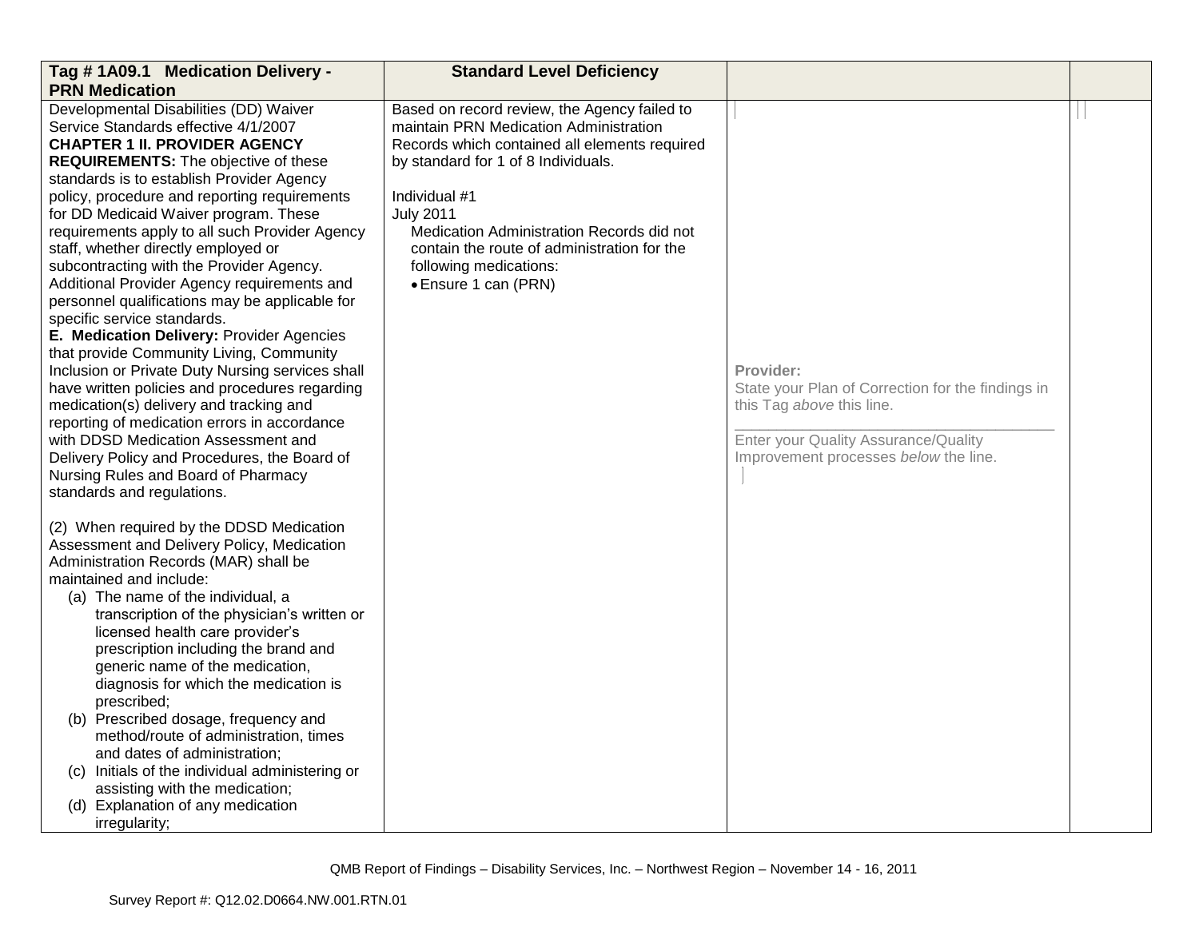| Tag # 1A09.1 Medication Delivery - PRN Medication | Standard Level Deficiency | | |
|---|---|---|---|
| Developmental Disabilities (DD) Waiver Service Standards effective 4/1/2007<br>**CHAPTER 1 II. PROVIDER AGENCY REQUIREMENTS:** The objective of these standards is to establish Provider Agency policy, procedure and reporting requirements for DD Medicaid Waiver program. These requirements apply to all such Provider Agency staff, whether directly employed or subcontracting with the Provider Agency. Additional Provider Agency requirements and personnel qualifications may be applicable for specific service standards.<br>**E. Medication Delivery:** Provider Agencies that provide Community Living, Community Inclusion or Private Duty Nursing services shall have written policies and procedures regarding medication(s) delivery and tracking and reporting of medication errors in accordance with DDSD Medication Assessment and Delivery Policy and Procedures, the Board of Nursing Rules and Board of Pharmacy standards and regulations.<br><br>(2) When required by the DDSD Medication Assessment and Delivery Policy, Medication Administration Records (MAR) shall be maintained and include:<br>(a) The name of the individual, a transcription of the physician's written or licensed health care provider's prescription including the brand and generic name of the medication, diagnosis for which the medication is prescribed;<br>(b) Prescribed dosage, frequency and method/route of administration, times and dates of administration;<br>(c) Initials of the individual administering or assisting with the medication;<br>(d) Explanation of any medication irregularity; | Based on record review, the Agency failed to maintain PRN Medication Administration Records which contained all elements required by standard for 1 of 8 Individuals.<br><br>Individual #1<br>July 2011<br>Medication Administration Records did not contain the route of administration for the following medications:<br>• Ensure 1 can (PRN) | **Provider:**<br>State your Plan of Correction for the findings in this Tag *above* this line.<br>\_\_\_\_\_\_\_\_\_\_\_\_\_\_\_\_\_\_\_\_\_\_\_\_\_\_\_\_\_\_\_\_\_\_\_\_<br>Enter your Quality Assurance/Quality Improvement processes *below* the line. | |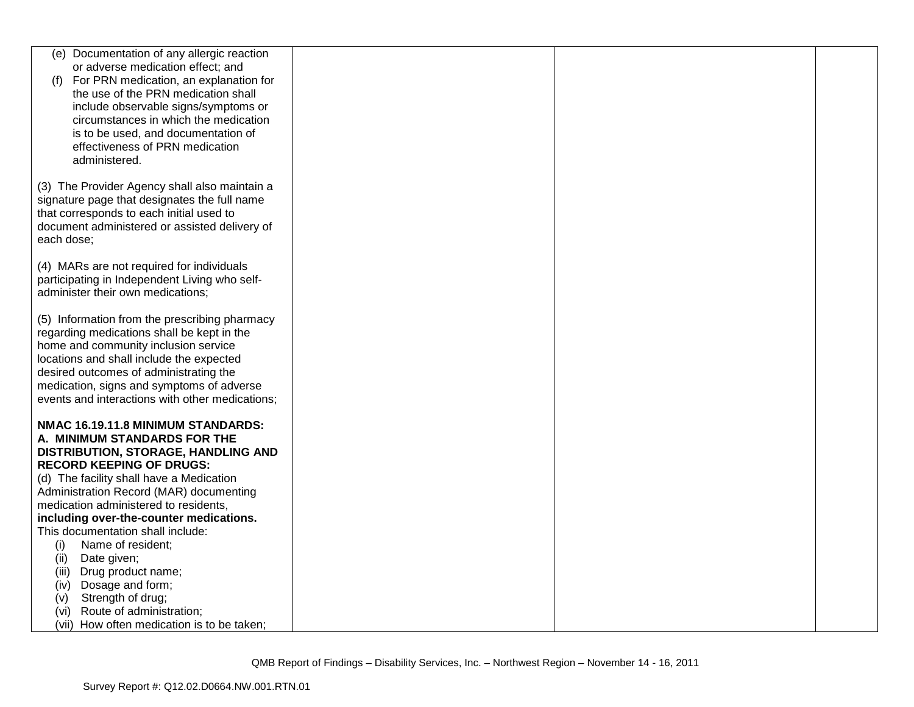| | | | |
|---|---|---|---|
| (e) Documentation of any allergic reaction or adverse medication effect; and<br>(f) For PRN medication, an explanation for the use of the PRN medication shall include observable signs/symptoms or circumstances in which the medication is to be used, and documentation of effectiveness of PRN medication administered.<br><br>(3) The Provider Agency shall also maintain a signature page that designates the full name that corresponds to each initial used to document administered or assisted delivery of each dose;<br><br>(4) MARs are not required for individuals participating in Independent Living who self-administer their own medications;<br><br>(5) Information from the prescribing pharmacy regarding medications shall be kept in the home and community inclusion service locations and shall include the expected desired outcomes of administrating the medication, signs and symptoms of adverse events and interactions with other medications;<br><br>**NMAC 16.19.11.8 MINIMUM STANDARDS: A. MINIMUM STANDARDS FOR THE DISTRIBUTION, STORAGE, HANDLING AND RECORD KEEPING OF DRUGS:**<br>(d) The facility shall have a Medication Administration Record (MAR) documenting medication administered to residents, **including over-the-counter medications.** This documentation shall include:<br>(i) Name of resident;<br>(ii) Date given;<br>(iii) Drug product name;<br>(iv) Dosage and form;<br>(v) Strength of drug;<br>(vi) Route of administration;<br>(vii) How often medication is to be taken; | | | |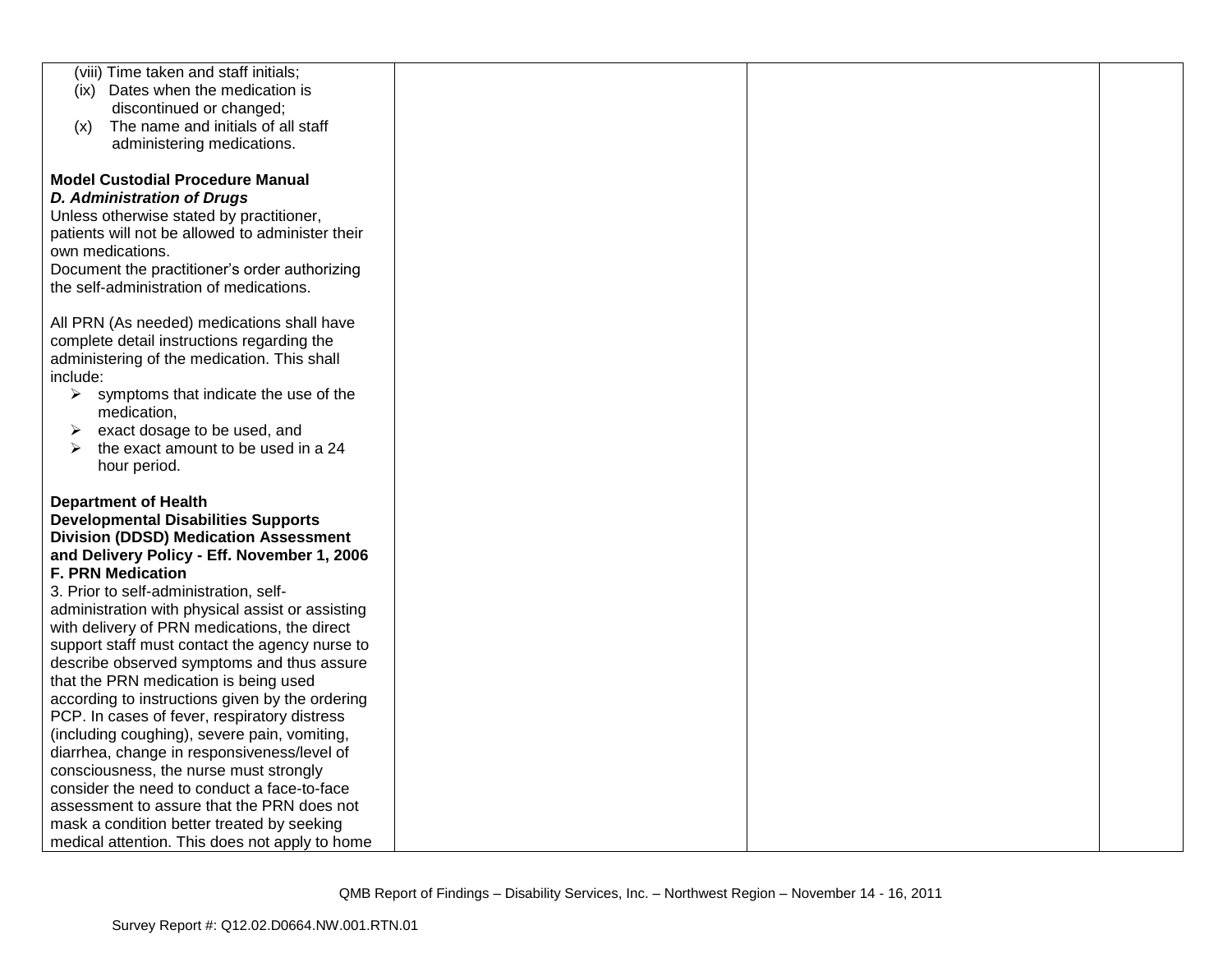| | | | |
|---|---|---|---|
| (viii) Time taken and staff initials;<br>(ix) Dates when the medication is discontinued or changed;<br>(x) The name and initials of all staff administering medications.<br><br>**Model Custodial Procedure Manual**<br>***D. Administration of Drugs***<br>Unless otherwise stated by practitioner, patients will not be allowed to administer their own medications.<br>Document the practitioner's order authorizing the self-administration of medications.<br><br>All PRN (As needed) medications shall have complete detail instructions regarding the administering of the medication. This shall include:<br>➢ symptoms that indicate the use of the medication,<br>➢ exact dosage to be used, and<br>➢ the exact amount to be used in a 24 hour period.<br><br>**Department of Health Developmental Disabilities Supports Division (DDSD) Medication Assessment and Delivery Policy - Eff. November 1, 2006**<br>**F. PRN Medication**<br>3. Prior to self-administration, self-administration with physical assist or assisting with delivery of PRN medications, the direct support staff must contact the agency nurse to describe observed symptoms and thus assure that the PRN medication is being used according to instructions given by the ordering PCP. In cases of fever, respiratory distress (including coughing), severe pain, vomiting, diarrhea, change in responsiveness/level of consciousness, the nurse must strongly consider the need to conduct a face-to-face assessment to assure that the PRN does not mask a condition better treated by seeking medical attention. This does not apply to home | | | |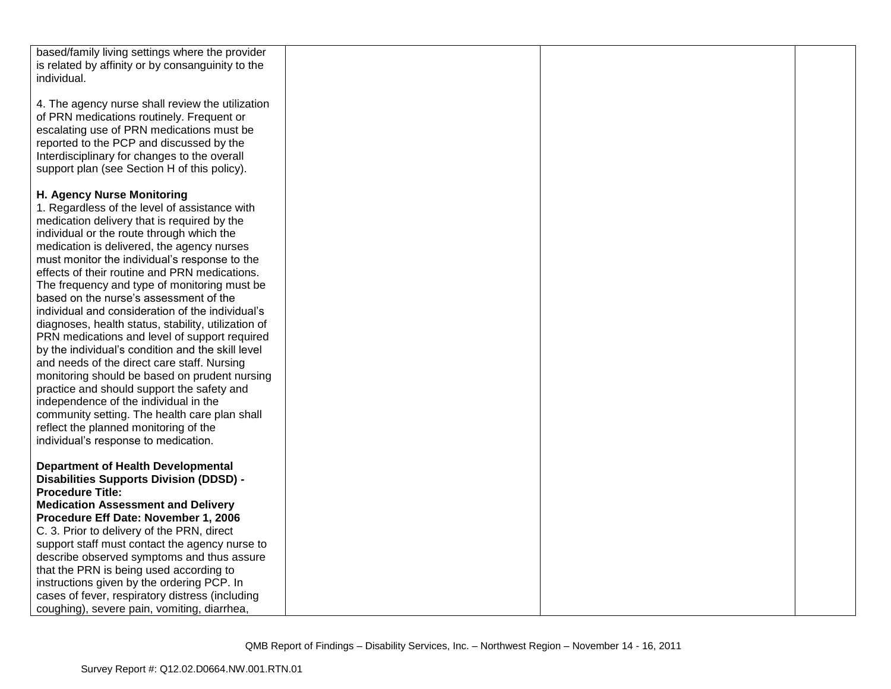| | | | |
|---|---|---|---|
| based/family living settings where the provider is related by affinity or by consanguinity to the individual.<br><br>4. The agency nurse shall review the utilization of PRN medications routinely. Frequent or escalating use of PRN medications must be reported to the PCP and discussed by the Interdisciplinary for changes to the overall support plan (see Section H of this policy).<br><br>**H. Agency Nurse Monitoring**<br>1. Regardless of the level of assistance with medication delivery that is required by the individual or the route through which the medication is delivered, the agency nurses must monitor the individual's response to the effects of their routine and PRN medications. The frequency and type of monitoring must be based on the nurse's assessment of the individual and consideration of the individual's diagnoses, health status, stability, utilization of PRN medications and level of support required by the individual's condition and the skill level and needs of the direct care staff. Nursing monitoring should be based on prudent nursing practice and should support the safety and independence of the individual in the community setting. The health care plan shall reflect the planned monitoring of the individual's response to medication.<br><br>**Department of Health Developmental Disabilities Supports Division (DDSD) - Procedure Title: Medication Assessment and Delivery Procedure Eff Date: November 1, 2006**<br>C. 3. Prior to delivery of the PRN, direct support staff must contact the agency nurse to describe observed symptoms and thus assure that the PRN is being used according to instructions given by the ordering PCP. In cases of fever, respiratory distress (including coughing), severe pain, vomiting, diarrhea, | | | |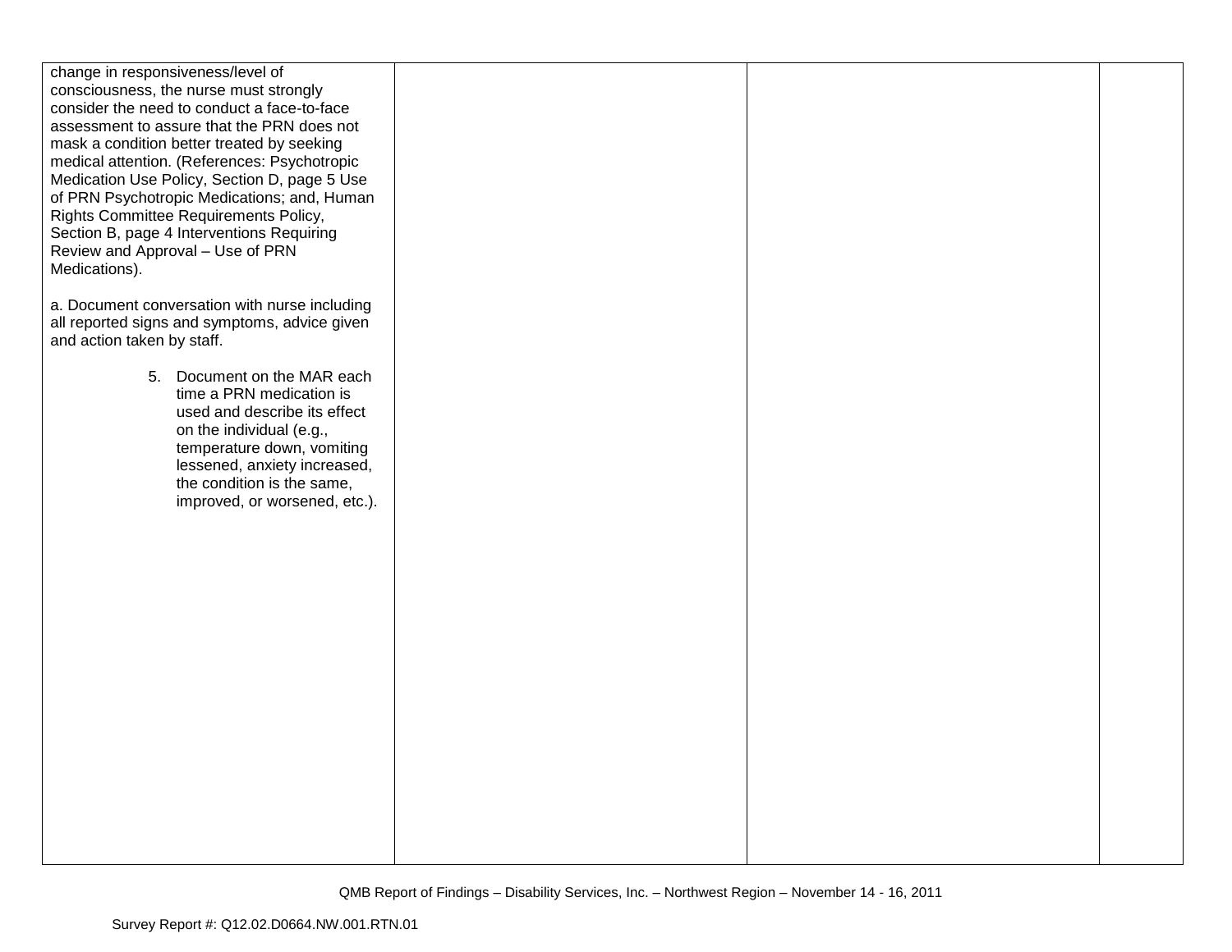| | | | |
|---|---|---|---|
| change in responsiveness/level of consciousness, the nurse must strongly consider the need to conduct a face-to-face assessment to assure that the PRN does not mask a condition better treated by seeking medical attention. (References: Psychotropic Medication Use Policy, Section D, page 5 Use of PRN Psychotropic Medications; and, Human Rights Committee Requirements Policy, Section B, page 4 Interventions Requiring Review and Approval – Use of PRN Medications).<br><br>a. Document conversation with nurse including all reported signs and symptoms, advice given and action taken by staff.<br><br>5. Document on the MAR each time a PRN medication is used and describe its effect on the individual (e.g., temperature down, vomiting lessened, anxiety increased, the condition is the same, improved, or worsened, etc.). | | | |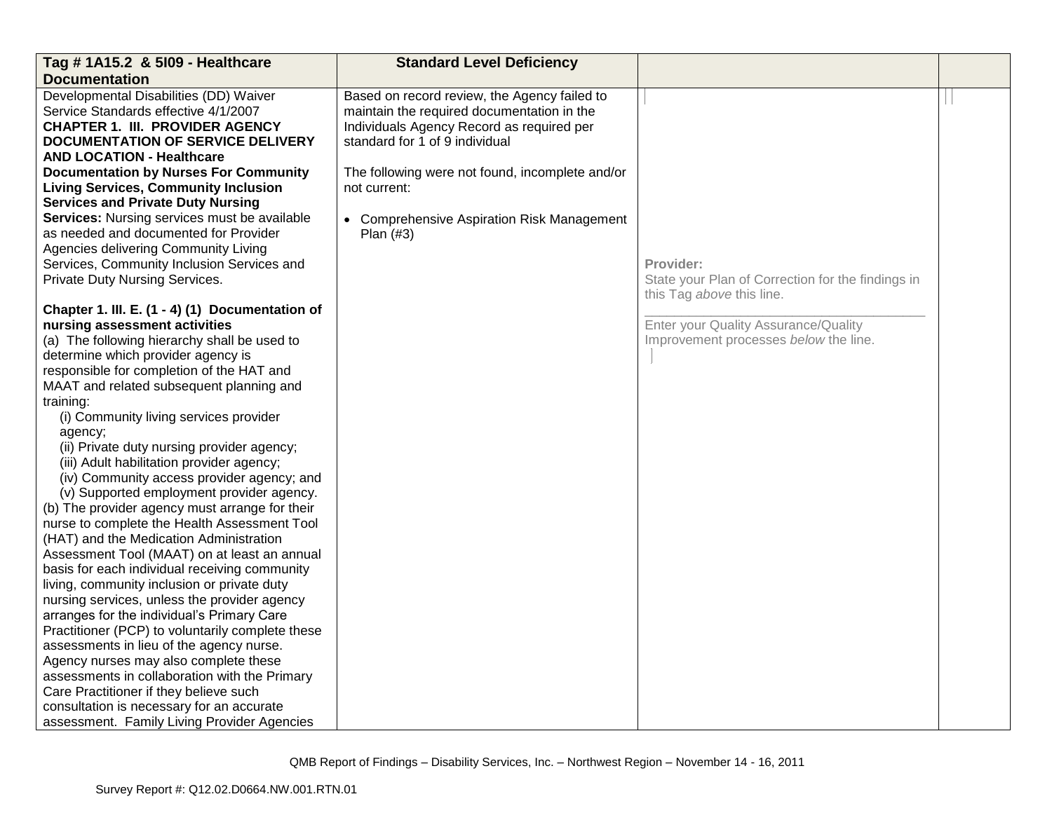| Tag # 1A15.2 & 5I09 - Healthcare Documentation | Standard Level Deficiency | | |
|---|---|---|---|
| Developmental Disabilities (DD) Waiver Service Standards effective 4/1/2007<br>**CHAPTER 1. III. PROVIDER AGENCY DOCUMENTATION OF SERVICE DELIVERY AND LOCATION - Healthcare Documentation by Nurses For Community Living Services, Community Inclusion Services and Private Duty Nursing Services:** Nursing services must be available as needed and documented for Provider Agencies delivering Community Living Services, Community Inclusion Services and Private Duty Nursing Services.<br><br>**Chapter 1. III. E. (1 - 4) (1) Documentation of nursing assessment activities**<br>(a) The following hierarchy shall be used to determine which provider agency is responsible for completion of the HAT and MAAT and related subsequent planning and training:<br>(i) Community living services provider agency;<br>(ii) Private duty nursing provider agency;<br>(iii) Adult habilitation provider agency;<br>(iv) Community access provider agency; and<br>(v) Supported employment provider agency.<br>(b) The provider agency must arrange for their nurse to complete the Health Assessment Tool (HAT) and the Medication Administration Assessment Tool (MAAT) on at least an annual basis for each individual receiving community living, community inclusion or private duty nursing services, unless the provider agency arranges for the individual's Primary Care Practitioner (PCP) to voluntarily complete these assessments in lieu of the agency nurse. Agency nurses may also complete these assessments in collaboration with the Primary Care Practitioner if they believe such consultation is necessary for an accurate assessment. Family Living Provider Agencies | Based on record review, the Agency failed to maintain the required documentation in the Individuals Agency Record as required per standard for 1 of 9 individual<br><br>The following were not found, incomplete and/or not current:<br><br>• Comprehensive Aspiration Risk Management Plan (#3) | **Provider:**<br>State your Plan of Correction for the findings in this Tag *above* this line.<br>\_\_\_\_\_\_\_\_\_\_\_\_\_\_\_\_\_\_\_\_\_\_\_\_\_\_\_\_\_\_\_\_\_\_<br>Enter your Quality Assurance/Quality Improvement processes *below* the line. | |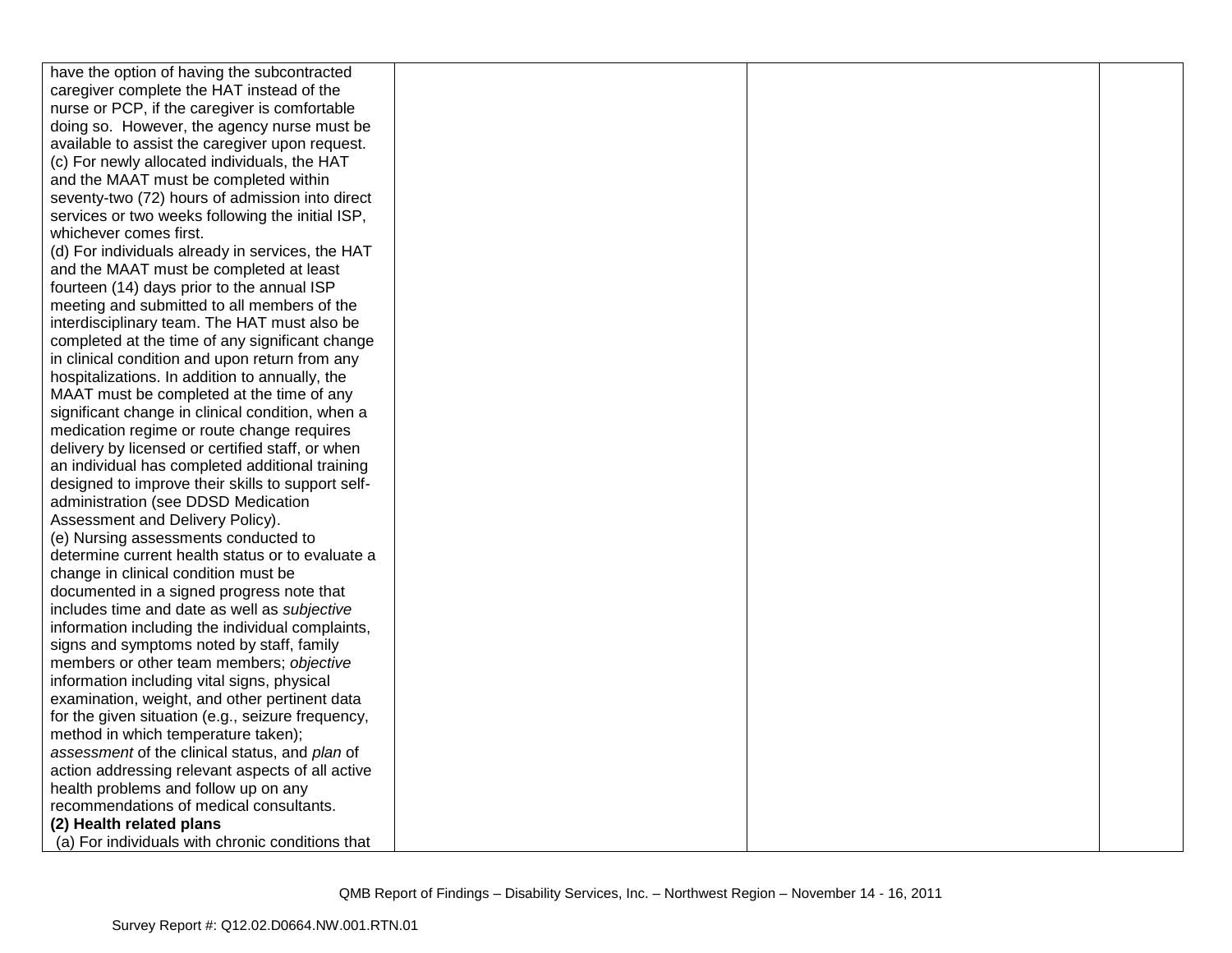| | | | |
|---|---|---|---|
| have the option of having the subcontracted caregiver complete the HAT instead of the nurse or PCP, if the caregiver is comfortable doing so. However, the agency nurse must be available to assist the caregiver upon request.<br>(c) For newly allocated individuals, the HAT and the MAAT must be completed within seventy-two (72) hours of admission into direct services or two weeks following the initial ISP, whichever comes first.<br>(d) For individuals already in services, the HAT and the MAAT must be completed at least fourteen (14) days prior to the annual ISP meeting and submitted to all members of the interdisciplinary team. The HAT must also be completed at the time of any significant change in clinical condition and upon return from any hospitalizations. In addition to annually, the MAAT must be completed at the time of any significant change in clinical condition, when a medication regime or route change requires delivery by licensed or certified staff, or when an individual has completed additional training designed to improve their skills to support self-administration (see DDSD Medication Assessment and Delivery Policy).<br>(e) Nursing assessments conducted to determine current health status or to evaluate a change in clinical condition must be documented in a signed progress note that includes time and date as well as *subjective* information including the individual complaints, signs and symptoms noted by staff, family members or other team members; *objective* information including vital signs, physical examination, weight, and other pertinent data for the given situation (e.g., seizure frequency, method in which temperature taken); *assessment* of the clinical status, and *plan* of action addressing relevant aspects of all active health problems and follow up on any recommendations of medical consultants.<br>**(2) Health related plans**<br>(a) For individuals with chronic conditions that | | | |

QMB Report of Findings – Disability Services, Inc. – Northwest Region – November 14 - 16, 2011

Survey Report #: Q12.02.D0664.NW.001.RTN.01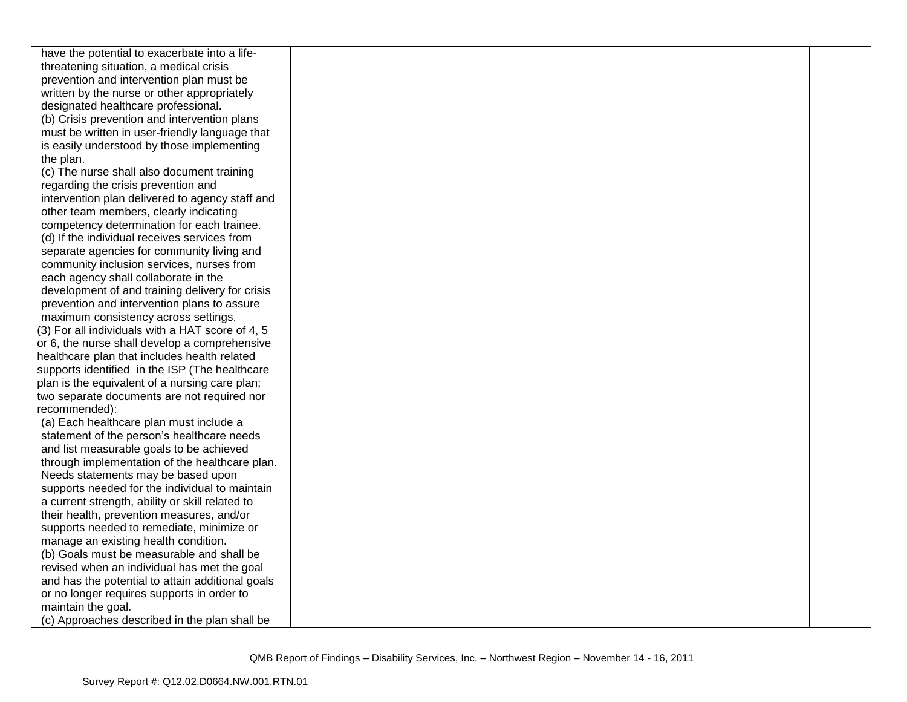| | | | |
|---|---|---|---|
| have the potential to exacerbate into a life-threatening situation, a medical crisis prevention and intervention plan must be written by the nurse or other appropriately designated healthcare professional.<br>(b) Crisis prevention and intervention plans must be written in user-friendly language that is easily understood by those implementing the plan.<br>(c) The nurse shall also document training regarding the crisis prevention and intervention plan delivered to agency staff and other team members, clearly indicating competency determination for each trainee.<br>(d) If the individual receives services from separate agencies for community living and community inclusion services, nurses from each agency shall collaborate in the development of and training delivery for crisis prevention and intervention plans to assure maximum consistency across settings.<br>(3) For all individuals with a HAT score of 4, 5 or 6, the nurse shall develop a comprehensive healthcare plan that includes health related supports identified in the ISP (The healthcare plan is the equivalent of a nursing care plan; two separate documents are not required nor recommended):<br>(a) Each healthcare plan must include a statement of the person's healthcare needs and list measurable goals to be achieved through implementation of the healthcare plan. Needs statements may be based upon supports needed for the individual to maintain a current strength, ability or skill related to their health, prevention measures, and/or supports needed to remediate, minimize or manage an existing health condition.<br>(b) Goals must be measurable and shall be revised when an individual has met the goal and has the potential to attain additional goals or no longer requires supports in order to maintain the goal.<br>(c) Approaches described in the plan shall be | | | |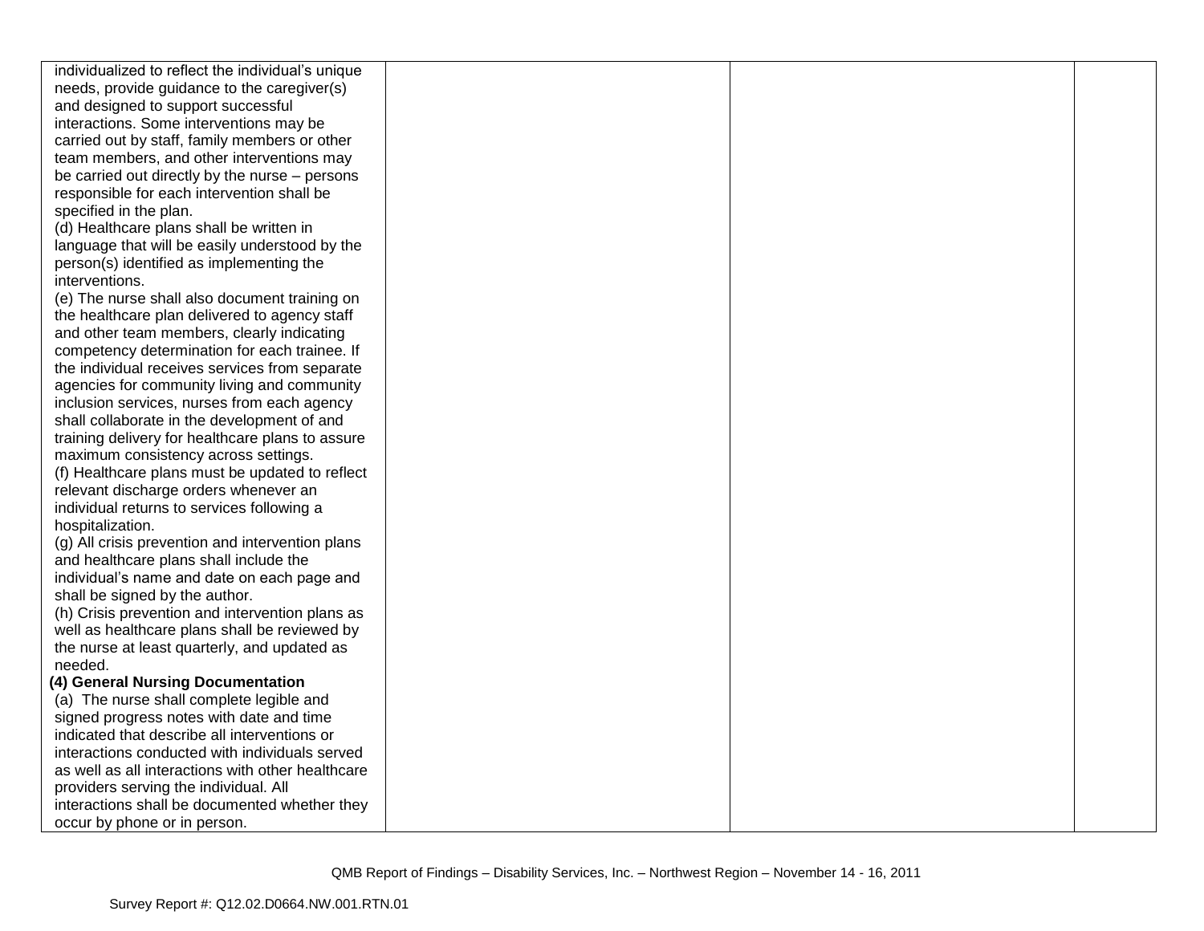| | | | |
|---|---|---|---|
| individualized to reflect the individual's unique needs, provide guidance to the caregiver(s) and designed to support successful interactions. Some interventions may be carried out by staff, family members or other team members, and other interventions may be carried out directly by the nurse – persons responsible for each intervention shall be specified in the plan.<br>(d) Healthcare plans shall be written in language that will be easily understood by the person(s) identified as implementing the interventions.<br>(e) The nurse shall also document training on the healthcare plan delivered to agency staff and other team members, clearly indicating competency determination for each trainee. If the individual receives services from separate agencies for community living and community inclusion services, nurses from each agency shall collaborate in the development of and training delivery for healthcare plans to assure maximum consistency across settings.<br>(f) Healthcare plans must be updated to reflect relevant discharge orders whenever an individual returns to services following a hospitalization.<br>(g) All crisis prevention and intervention plans and healthcare plans shall include the individual's name and date on each page and shall be signed by the author.<br>(h) Crisis prevention and intervention plans as well as healthcare plans shall be reviewed by the nurse at least quarterly, and updated as needed.<br>**(4) General Nursing Documentation**<br>(a) The nurse shall complete legible and signed progress notes with date and time indicated that describe all interventions or interactions conducted with individuals served as well as all interactions with other healthcare providers serving the individual. All interactions shall be documented whether they occur by phone or in person. | | | |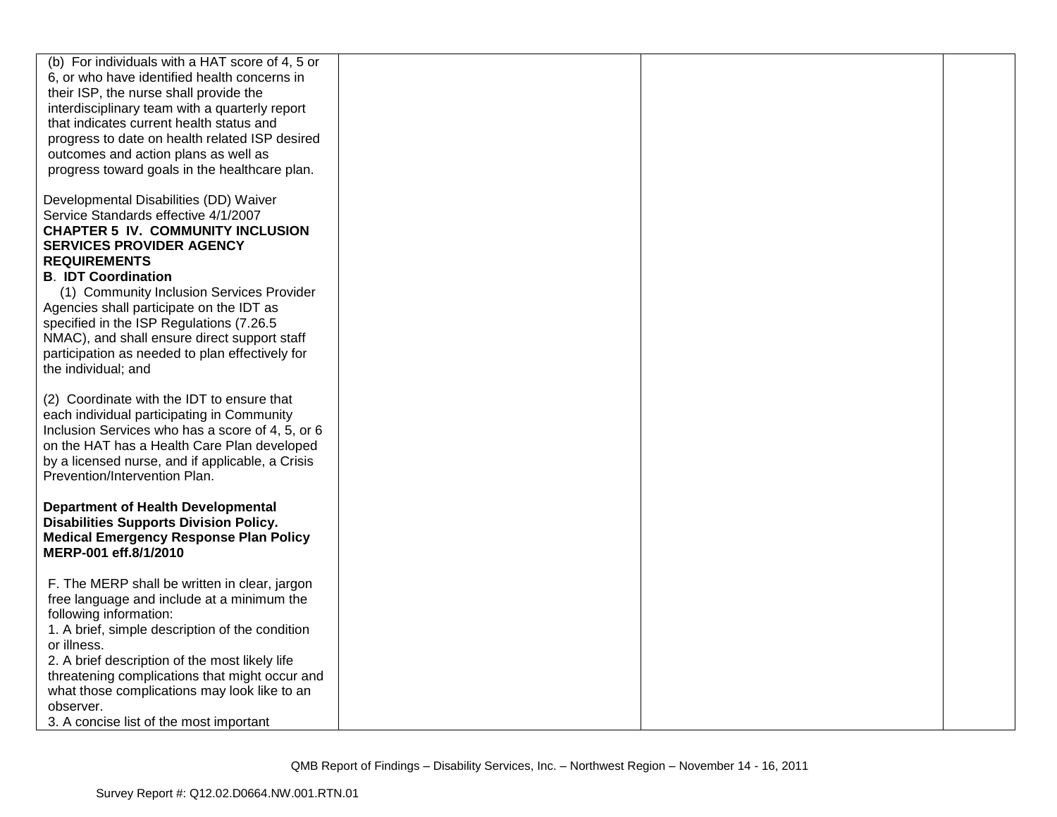| | | | |
|---|---|---|---|
| (b) For individuals with a HAT score of 4, 5 or 6, or who have identified health concerns in their ISP, the nurse shall provide the interdisciplinary team with a quarterly report that indicates current health status and progress to date on health related ISP desired outcomes and action plans as well as progress toward goals in the healthcare plan.<br><br>Developmental Disabilities (DD) Waiver Service Standards effective 4/1/2007<br>**CHAPTER 5 IV. COMMUNITY INCLUSION SERVICES PROVIDER AGENCY REQUIREMENTS**<br>**B. IDT Coordination**<br>(1) Community Inclusion Services Provider Agencies shall participate on the IDT as specified in the ISP Regulations (7.26.5 NMAC), and shall ensure direct support staff participation as needed to plan effectively for the individual; and<br><br>(2) Coordinate with the IDT to ensure that each individual participating in Community Inclusion Services who has a score of 4, 5, or 6 on the HAT has a Health Care Plan developed by a licensed nurse, and if applicable, a Crisis Prevention/Intervention Plan.<br><br>**Department of Health Developmental Disabilities Supports Division Policy. Medical Emergency Response Plan Policy MERP-001 eff.8/1/2010**<br><br>F. The MERP shall be written in clear, jargon free language and include at a minimum the following information:<br>1. A brief, simple description of the condition or illness.<br>2. A brief description of the most likely life threatening complications that might occur and what those complications may look like to an observer.<br>3. A concise list of the most important | | | |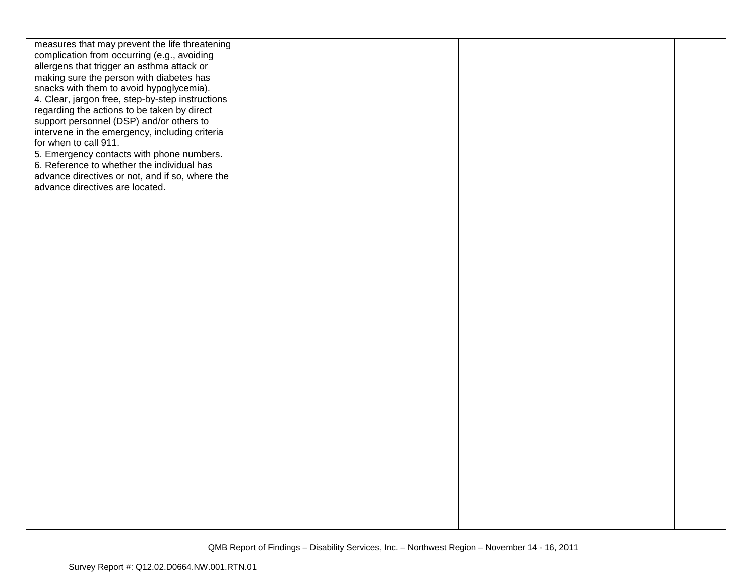| | | | |
|---|---|---|---|
| measures that may prevent the life threatening complication from occurring (e.g., avoiding allergens that trigger an asthma attack or making sure the person with diabetes has snacks with them to avoid hypoglycemia).<br>4. Clear, jargon free, step-by-step instructions regarding the actions to be taken by direct support personnel (DSP) and/or others to intervene in the emergency, including criteria for when to call 911.<br>5. Emergency contacts with phone numbers.<br>6. Reference to whether the individual has advance directives or not, and if so, where the advance directives are located. | | | |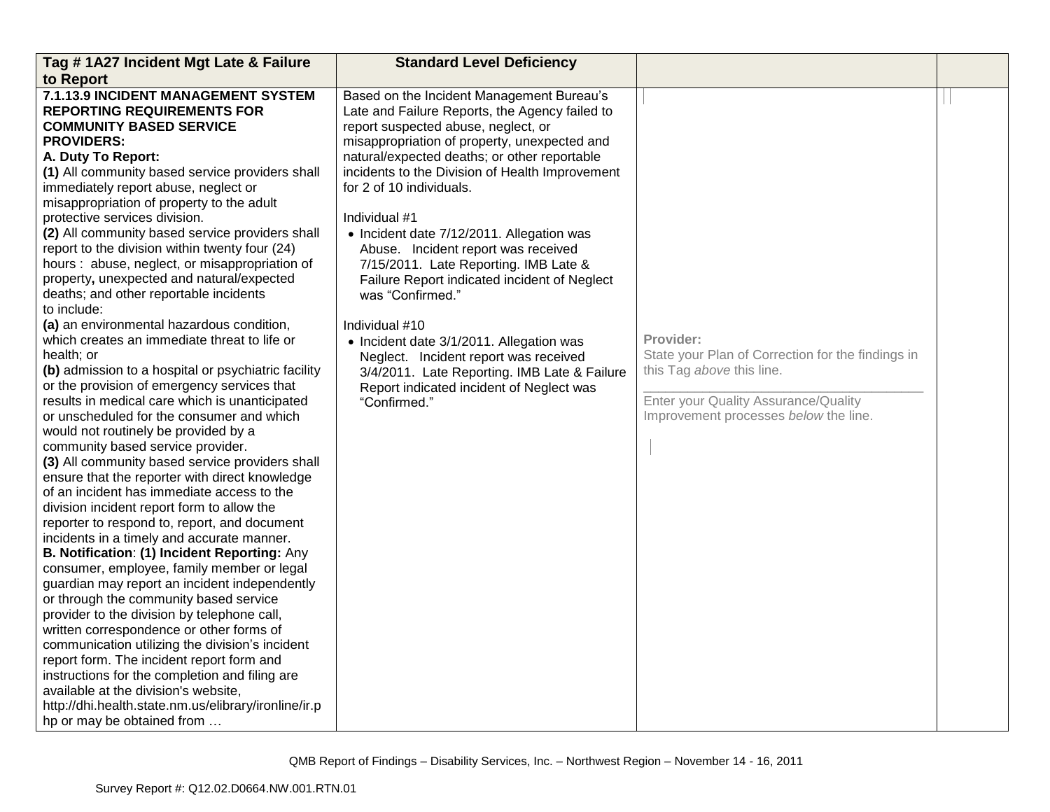| Tag # 1A27 Incident Mgt Late & Failure to Report | Standard Level Deficiency | | |
|---|---|---|---|
| **7.1.13.9 INCIDENT MANAGEMENT SYSTEM REPORTING REQUIREMENTS FOR COMMUNITY BASED SERVICE PROVIDERS:**<br>**A. Duty To Report:**<br>**(1)** All community based service providers shall immediately report abuse, neglect or misappropriation of property to the adult protective services division.<br>**(2)** All community based service providers shall report to the division within twenty four (24) hours : abuse, neglect, or misappropriation of property**,** unexpected and natural/expected deaths; and other reportable incidents to include:<br>**(a)** an environmental hazardous condition, which creates an immediate threat to life or health; or<br>**(b)** admission to a hospital or psychiatric facility or the provision of emergency services that results in medical care which is unanticipated or unscheduled for the consumer and which would not routinely be provided by a community based service provider.<br>**(3)** All community based service providers shall ensure that the reporter with direct knowledge of an incident has immediate access to the division incident report form to allow the reporter to respond to, report, and document incidents in a timely and accurate manner.<br>**B. Notification**: **(1) Incident Reporting:** Any consumer, employee, family member or legal guardian may report an incident independently or through the community based service provider to the division by telephone call, written correspondence or other forms of communication utilizing the division's incident report form. The incident report form and instructions for the completion and filing are available at the division's website, http://dhi.health.state.nm.us/elibrary/ironline/ir.php or may be obtained from … | Based on the Incident Management Bureau's Late and Failure Reports, the Agency failed to report suspected abuse, neglect, or misappropriation of property, unexpected and natural/expected deaths; or other reportable incidents to the Division of Health Improvement for 2 of 10 individuals.<br><br>Individual #1<br>• Incident date 7/12/2011. Allegation was Abuse. Incident report was received 7/15/2011. Late Reporting. IMB Late & Failure Report indicated incident of Neglect was "Confirmed."<br><br>Individual #10<br>• Incident date 3/1/2011. Allegation was Neglect. Incident report was received 3/4/2011. Late Reporting. IMB Late & Failure Report indicated incident of Neglect was "Confirmed." | **Provider:**<br>State your Plan of Correction for the findings in this Tag *above* this line.<br>\_\_\_\_\_\_\_\_\_\_\_\_\_\_\_\_\_\_\_\_\_\_\_\_\_\_\_\_\_\_\_\_\_\_\_\_\_\_<br>Enter your Quality Assurance/Quality Improvement processes *below* the line. | |

QMB Report of Findings – Disability Services, Inc. – Northwest Region – November 14 - 16, 2011

Survey Report #: Q12.02.D0664.NW.001.RTN.01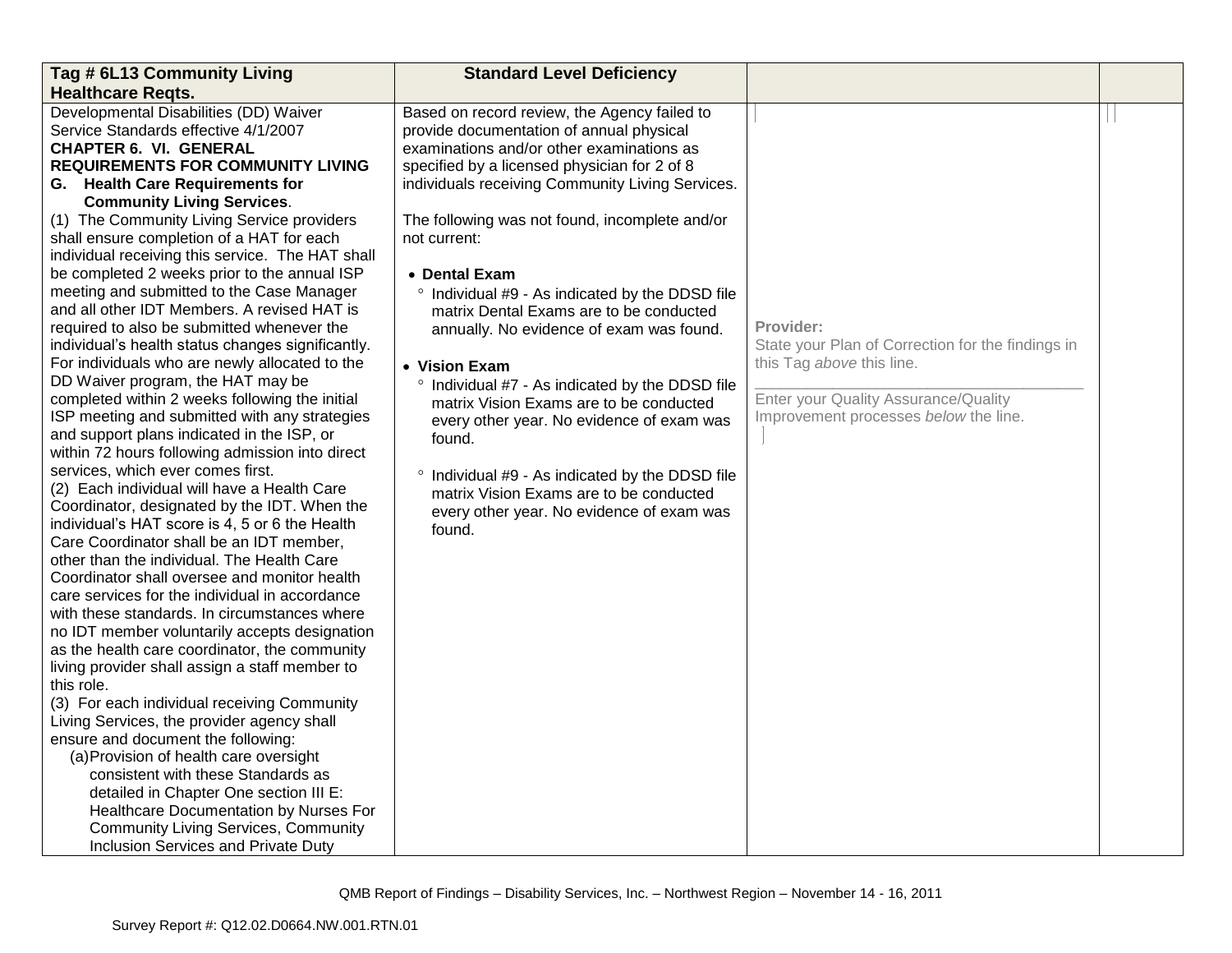| Tag # 6L13 Community Living Healthcare Reqts. | Standard Level Deficiency | | |
|---|---|---|---|
| Developmental Disabilities (DD) Waiver Service Standards effective 4/1/2007<br>**CHAPTER 6. VI. GENERAL REQUIREMENTS FOR COMMUNITY LIVING**<br>**G. Health Care Requirements for Community Living Services**.<br>(1) The Community Living Service providers shall ensure completion of a HAT for each individual receiving this service. The HAT shall be completed 2 weeks prior to the annual ISP meeting and submitted to the Case Manager and all other IDT Members. A revised HAT is required to also be submitted whenever the individual's health status changes significantly. For individuals who are newly allocated to the DD Waiver program, the HAT may be completed within 2 weeks following the initial ISP meeting and submitted with any strategies and support plans indicated in the ISP, or within 72 hours following admission into direct services, which ever comes first.<br>(2) Each individual will have a Health Care Coordinator, designated by the IDT. When the individual's HAT score is 4, 5 or 6 the Health Care Coordinator shall be an IDT member, other than the individual. The Health Care Coordinator shall oversee and monitor health care services for the individual in accordance with these standards. In circumstances where no IDT member voluntarily accepts designation as the health care coordinator, the community living provider shall assign a staff member to this role.<br>(3) For each individual receiving Community Living Services, the provider agency shall ensure and document the following:<br>(a) Provision of health care oversight consistent with these Standards as detailed in Chapter One section III E: Healthcare Documentation by Nurses For Community Living Services, Community Inclusion Services and Private Duty | Based on record review, the Agency failed to provide documentation of annual physical examinations and/or other examinations as specified by a licensed physician for 2 of 8 individuals receiving Community Living Services.<br><br>The following was not found, incomplete and/or not current:<br><br>• **Dental Exam**<br>° Individual #9 - As indicated by the DDSD file matrix Dental Exams are to be conducted annually. No evidence of exam was found.<br><br>• **Vision Exam**<br>° Individual #7 - As indicated by the DDSD file matrix Vision Exams are to be conducted every other year. No evidence of exam was found.<br><br>° Individual #9 - As indicated by the DDSD file matrix Vision Exams are to be conducted every other year. No evidence of exam was found. | **Provider:**<br>State your Plan of Correction for the findings in this Tag *above* this line.<br>\_\_\_\_\_\_\_\_\_\_\_\_\_\_\_\_\_\_\_\_\_\_\_\_\_\_\_\_\_\_\_\_\_\_\_\_\_\_<br>Enter your Quality Assurance/Quality Improvement processes *below* the line. | |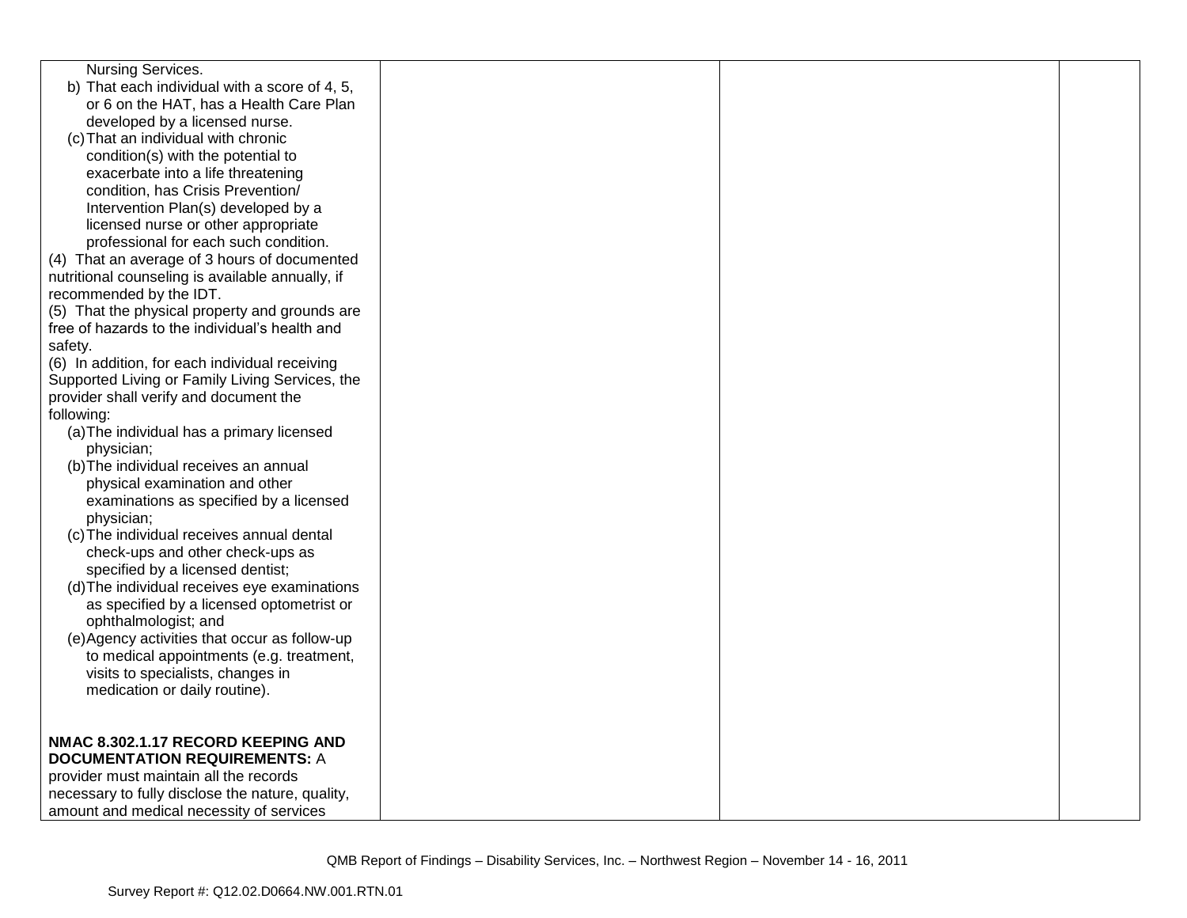| | | | |
|---|---|---|---|
| Nursing Services.<br>b) That each individual with a score of 4, 5, or 6 on the HAT, has a Health Care Plan developed by a licensed nurse.<br>(c) That an individual with chronic condition(s) with the potential to exacerbate into a life threatening condition, has Crisis Prevention/ Intervention Plan(s) developed by a licensed nurse or other appropriate professional for each such condition.<br>(4) That an average of 3 hours of documented nutritional counseling is available annually, if recommended by the IDT.<br>(5) That the physical property and grounds are free of hazards to the individual's health and safety.<br>(6) In addition, for each individual receiving Supported Living or Family Living Services, the provider shall verify and document the following:<br>(a) The individual has a primary licensed physician;<br>(b) The individual receives an annual physical examination and other examinations as specified by a licensed physician;<br>(c) The individual receives annual dental check-ups and other check-ups as specified by a licensed dentist;<br>(d) The individual receives eye examinations as specified by a licensed optometrist or ophthalmologist; and<br>(e) Agency activities that occur as follow-up to medical appointments (e.g. treatment, visits to specialists, changes in medication or daily routine).<br><br>**NMAC 8.302.1.17 RECORD KEEPING AND DOCUMENTATION REQUIREMENTS:** A provider must maintain all the records necessary to fully disclose the nature, quality, amount and medical necessity of services | | | |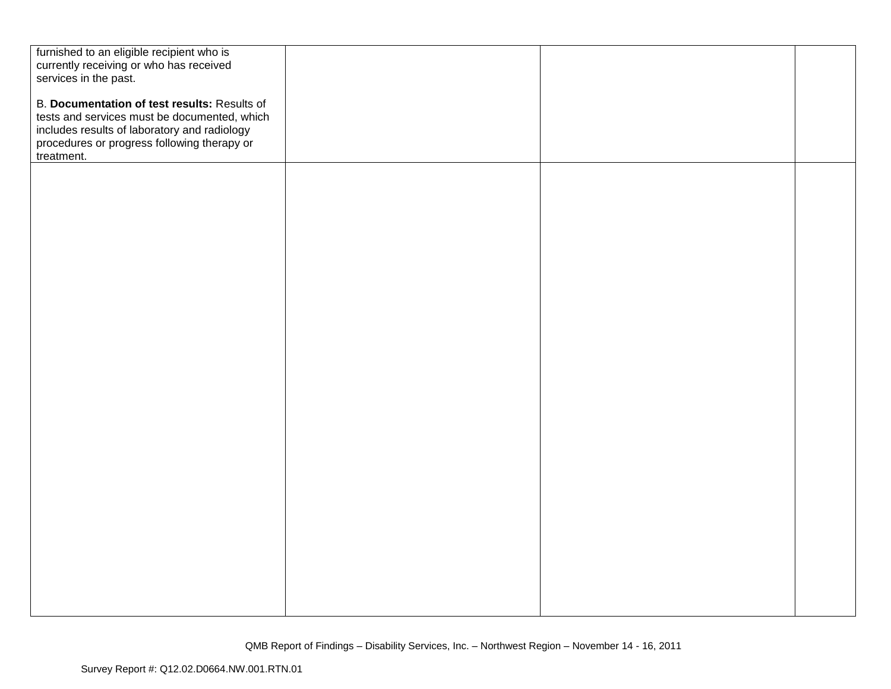| | | | |
|---|---|---|---|
| furnished to an eligible recipient who is currently receiving or who has received services in the past.<br><br>B. **Documentation of test results:** Results of tests and services must be documented, which includes results of laboratory and radiology procedures or progress following therapy or treatment. | | | |
| | | | |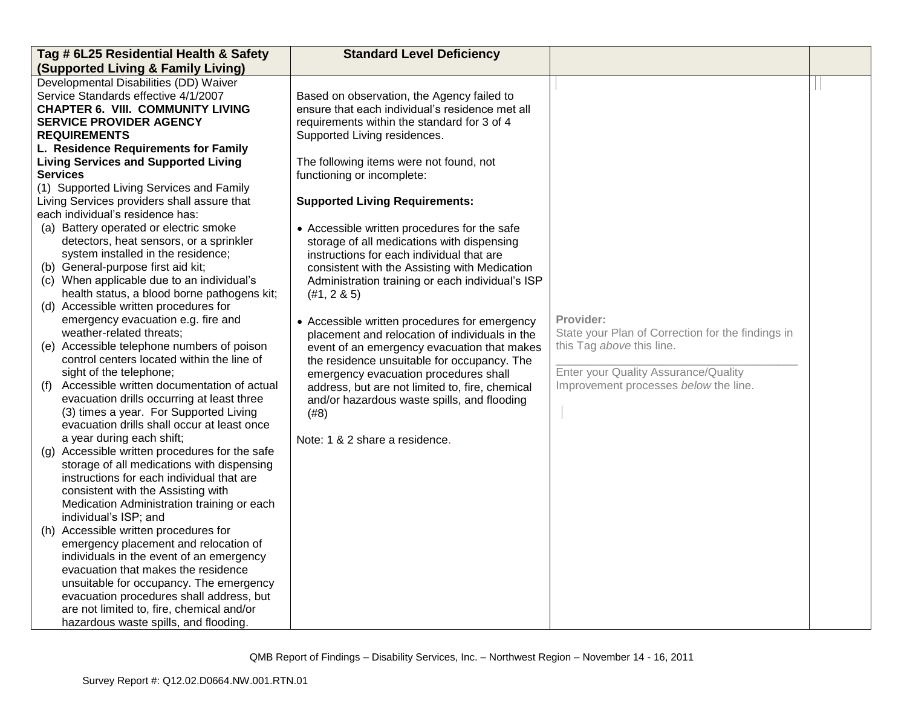| Tag # 6L25 Residential Health & Safety (Supported Living & Family Living) | Standard Level Deficiency | | |
|---|---|---|---|
| Developmental Disabilities (DD) Waiver Service Standards effective 4/1/2007<br>**CHAPTER 6. VIII. COMMUNITY LIVING SERVICE PROVIDER AGENCY REQUIREMENTS**<br>**L. Residence Requirements for Family Living Services and Supported Living Services**<br>(1) Supported Living Services and Family Living Services providers shall assure that each individual's residence has:<br>(a) Battery operated or electric smoke detectors, heat sensors, or a sprinkler system installed in the residence;<br>(b) General-purpose first aid kit;<br>(c) When applicable due to an individual's health status, a blood borne pathogens kit;<br>(d) Accessible written procedures for emergency evacuation e.g. fire and weather-related threats;<br>(e) Accessible telephone numbers of poison control centers located within the line of sight of the telephone;<br>(f) Accessible written documentation of actual evacuation drills occurring at least three (3) times a year. For Supported Living evacuation drills shall occur at least once a year during each shift;<br>(g) Accessible written procedures for the safe storage of all medications with dispensing instructions for each individual that are consistent with the Assisting with Medication Administration training or each individual's ISP; and<br>(h) Accessible written procedures for emergency placement and relocation of individuals in the event of an emergency evacuation that makes the residence unsuitable for occupancy. The emergency evacuation procedures shall address, but are not limited to, fire, chemical and/or hazardous waste spills, and flooding. | Based on observation, the Agency failed to ensure that each individual's residence met all requirements within the standard for 3 of 4 Supported Living residences.<br><br>The following items were not found, not functioning or incomplete:<br><br>**Supported Living Requirements:**<br><br>• Accessible written procedures for the safe storage of all medications with dispensing instructions for each individual that are consistent with the Assisting with Medication Administration training or each individual's ISP (#1, 2 & 5)<br><br>• Accessible written procedures for emergency placement and relocation of individuals in the event of an emergency evacuation that makes the residence unsuitable for occupancy. The emergency evacuation procedures shall address, but are not limited to, fire, chemical and/or hazardous waste spills, and flooding (#8)<br><br>Note: 1 & 2 share a residence. | **Provider:**<br>State your Plan of Correction for the findings in this Tag *above* this line.<br>\_\_\_\_\_\_\_\_\_\_\_\_\_\_\_\_\_\_\_\_\_\_\_\_\_\_\_\_\_\_\_\_\_\_\_\_<br>Enter your Quality Assurance/Quality Improvement processes *below* the line. | |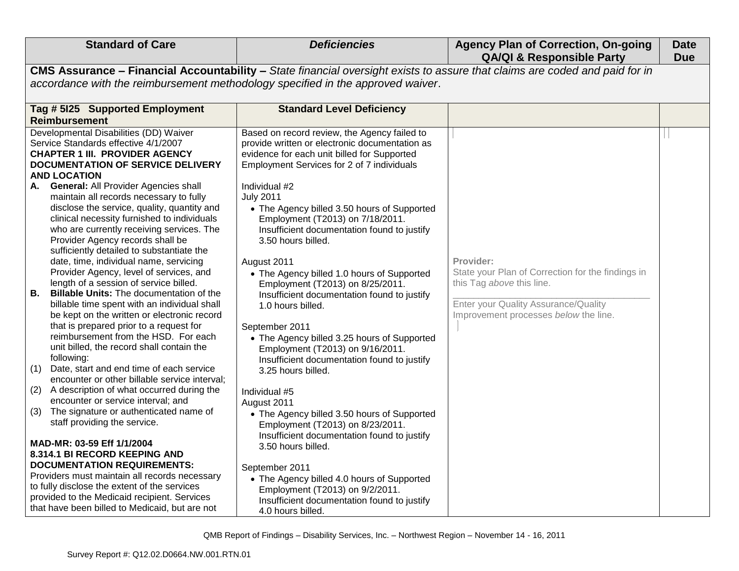| Standard of Care | *Deficiencies* | Agency Plan of Correction, On-going QA/QI & Responsible Party | Date Due |
|---|---|---|---|
| **CMS Assurance – Financial Accountability –** *State financial oversight exists to assure that claims are coded and paid for in accordance with the reimbursement methodology specified in the approved waiver*. | | | |
| **Tag # 5I25 Supported Employment Reimbursement** | **Standard Level Deficiency** | | |
| Developmental Disabilities (DD) Waiver Service Standards effective 4/1/2007<br>**CHAPTER 1 III. PROVIDER AGENCY DOCUMENTATION OF SERVICE DELIVERY AND LOCATION**<br>**A. General:** All Provider Agencies shall maintain all records necessary to fully disclose the service, quality, quantity and clinical necessity furnished to individuals who are currently receiving services. The Provider Agency records shall be sufficiently detailed to substantiate the date, time, individual name, servicing Provider Agency, level of services, and length of a session of service billed.<br>**B. Billable Units:** The documentation of the billable time spent with an individual shall be kept on the written or electronic record that is prepared prior to a request for reimbursement from the HSD. For each unit billed, the record shall contain the following:<br>(1) Date, start and end time of each service encounter or other billable service interval;<br>(2) A description of what occurred during the encounter or service interval; and<br>(3) The signature or authenticated name of staff providing the service.<br><br>**MAD-MR: 03-59 Eff 1/1/2004**<br>**8.314.1 BI RECORD KEEPING AND DOCUMENTATION REQUIREMENTS:**<br>Providers must maintain all records necessary to fully disclose the extent of the services provided to the Medicaid recipient. Services that have been billed to Medicaid, but are not | Based on record review, the Agency failed to provide written or electronic documentation as evidence for each unit billed for Supported Employment Services for 2 of 7 individuals<br><br>Individual #2<br>July 2011<br>• The Agency billed 3.50 hours of Supported Employment (T2013) on 7/18/2011. Insufficient documentation found to justify 3.50 hours billed.<br><br>August 2011<br>• The Agency billed 1.0 hours of Supported Employment (T2013) on 8/25/2011. Insufficient documentation found to justify 1.0 hours billed.<br><br>September 2011<br>• The Agency billed 3.25 hours of Supported Employment (T2013) on 9/16/2011. Insufficient documentation found to justify 3.25 hours billed.<br><br>Individual #5<br>August 2011<br>• The Agency billed 3.50 hours of Supported Employment (T2013) on 8/23/2011. Insufficient documentation found to justify 3.50 hours billed.<br><br>September 2011<br>• The Agency billed 4.0 hours of Supported Employment (T2013) on 9/2/2011. Insufficient documentation found to justify 4.0 hours billed. | **Provider:**<br>State your Plan of Correction for the findings in this Tag *above* this line.<br>\_\_\_\_\_\_\_\_\_\_\_\_\_\_\_\_\_\_\_\_\_\_\_\_\_\_\_\_\_\_<br>Enter your Quality Assurance/Quality Improvement processes *below* the line. | |

QMB Report of Findings – Disability Services, Inc. – Northwest Region – November 14 - 16, 2011

Survey Report #: Q12.02.D0664.NW.001.RTN.01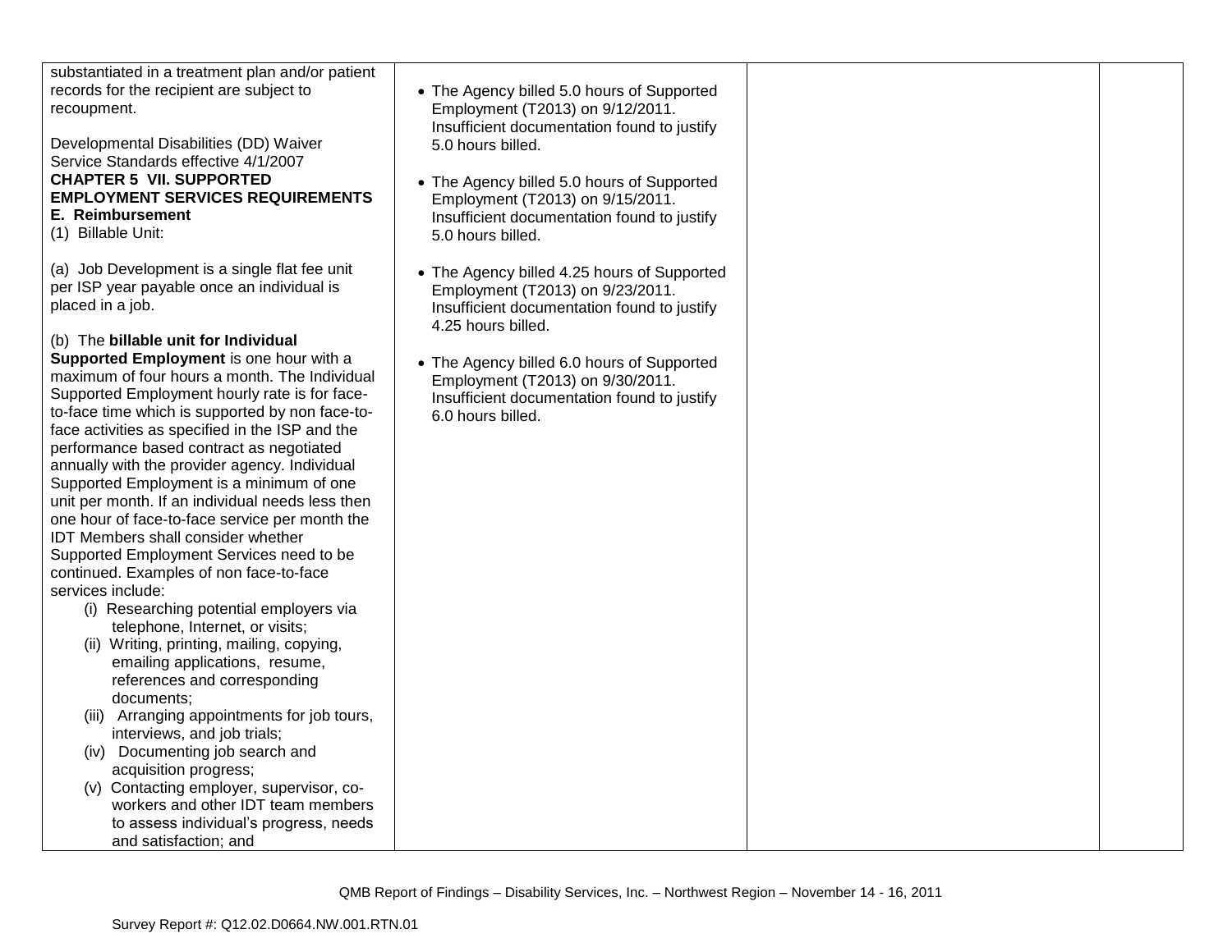| | | | |
|---|---|---|---|
| substantiated in a treatment plan and/or patient records for the recipient are subject to recoupment.<br><br>Developmental Disabilities (DD) Waiver Service Standards effective 4/1/2007<br>**CHAPTER 5 VII. SUPPORTED EMPLOYMENT SERVICES REQUIREMENTS**<br>**E. Reimbursement**<br>(1) Billable Unit:<br><br>(a) Job Development is a single flat fee unit per ISP year payable once an individual is placed in a job.<br><br>(b) The **billable unit for Individual Supported Employment** is one hour with a maximum of four hours a month. The Individual Supported Employment hourly rate is for face-to-face time which is supported by non face-to-face activities as specified in the ISP and the performance based contract as negotiated annually with the provider agency. Individual Supported Employment is a minimum of one unit per month. If an individual needs less then one hour of face-to-face service per month the IDT Members shall consider whether Supported Employment Services need to be continued. Examples of non face-to-face services include:<br>(i) Researching potential employers via telephone, Internet, or visits;<br>(ii) Writing, printing, mailing, copying, emailing applications, resume, references and corresponding documents;<br>(iii) Arranging appointments for job tours, interviews, and job trials;<br>(iv) Documenting job search and acquisition progress;<br>(v) Contacting employer, supervisor, co-workers and other IDT team members to assess individual's progress, needs and satisfaction; and | • The Agency billed 5.0 hours of Supported Employment (T2013) on 9/12/2011. Insufficient documentation found to justify 5.0 hours billed.<br><br>• The Agency billed 5.0 hours of Supported Employment (T2013) on 9/15/2011. Insufficient documentation found to justify 5.0 hours billed.<br><br>• The Agency billed 4.25 hours of Supported Employment (T2013) on 9/23/2011. Insufficient documentation found to justify 4.25 hours billed.<br><br>• The Agency billed 6.0 hours of Supported Employment (T2013) on 9/30/2011. Insufficient documentation found to justify 6.0 hours billed. | | |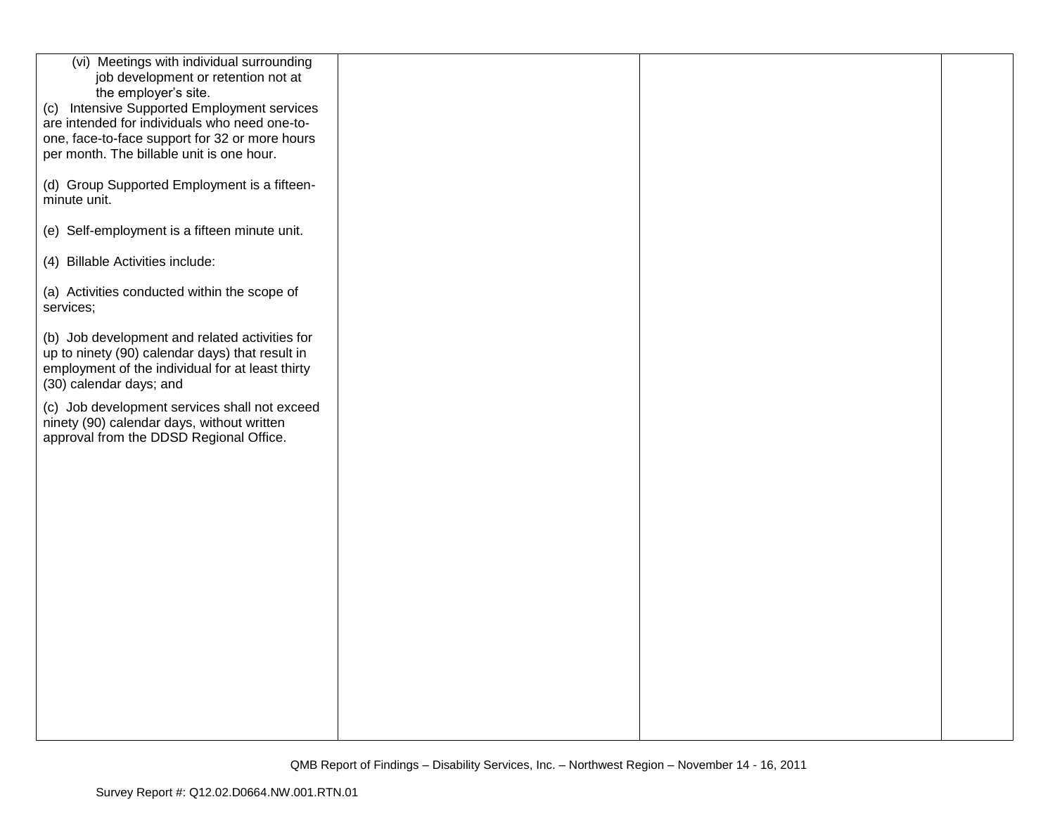| | | | |
|---|---|---|---|
| (vi) Meetings with individual surrounding job development or retention not at the employer's site.<br>(c) Intensive Supported Employment services are intended for individuals who need one-to-one, face-to-face support for 32 or more hours per month. The billable unit is one hour.<br><br>(d) Group Supported Employment is a fifteen-minute unit.<br><br>(e) Self-employment is a fifteen minute unit.<br><br>(4) Billable Activities include:<br><br>(a) Activities conducted within the scope of services;<br><br>(b) Job development and related activities for up to ninety (90) calendar days) that result in employment of the individual for at least thirty (30) calendar days; and<br><br>(c) Job development services shall not exceed ninety (90) calendar days, without written approval from the DDSD Regional Office. | | | |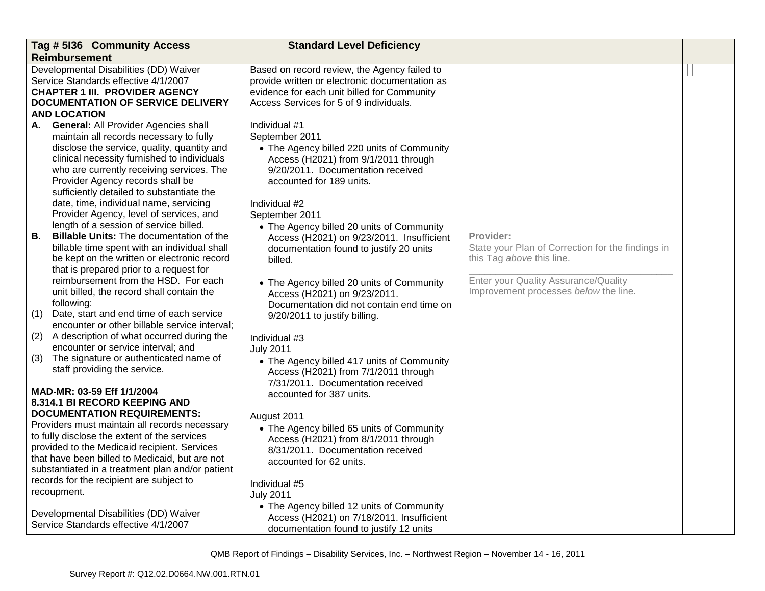| Tag # 5I36 Community Access Reimbursement | Standard Level Deficiency | | |
|---|---|---|---|
| Developmental Disabilities (DD) Waiver Service Standards effective 4/1/2007<br>**CHAPTER 1 III. PROVIDER AGENCY DOCUMENTATION OF SERVICE DELIVERY AND LOCATION**<br>**A. General:** All Provider Agencies shall maintain all records necessary to fully disclose the service, quality, quantity and clinical necessity furnished to individuals who are currently receiving services. The Provider Agency records shall be sufficiently detailed to substantiate the date, time, individual name, servicing Provider Agency, level of services, and length of a session of service billed.<br>**B. Billable Units:** The documentation of the billable time spent with an individual shall be kept on the written or electronic record that is prepared prior to a request for reimbursement from the HSD. For each unit billed, the record shall contain the following:<br>(1) Date, start and end time of each service encounter or other billable service interval;<br>(2) A description of what occurred during the encounter or service interval; and<br>(3) The signature or authenticated name of staff providing the service.<br><br>**MAD-MR: 03-59 Eff 1/1/2004**<br>**8.314.1 BI RECORD KEEPING AND DOCUMENTATION REQUIREMENTS:**<br>Providers must maintain all records necessary to fully disclose the extent of the services provided to the Medicaid recipient. Services that have been billed to Medicaid, but are not substantiated in a treatment plan and/or patient records for the recipient are subject to recoupment.<br><br>Developmental Disabilities (DD) Waiver Service Standards effective 4/1/2007 | Based on record review, the Agency failed to provide written or electronic documentation as evidence for each unit billed for Community Access Services for 5 of 9 individuals.<br><br>Individual #1<br>September 2011<br>• The Agency billed 220 units of Community Access (H2021) from 9/1/2011 through 9/20/2011. Documentation received accounted for 189 units.<br><br>Individual #2<br>September 2011<br>• The Agency billed 20 units of Community Access (H2021) on 9/23/2011. Insufficient documentation found to justify 20 units billed.<br><br>• The Agency billed 20 units of Community Access (H2021) on 9/23/2011. Documentation did not contain end time on 9/20/2011 to justify billing.<br><br>Individual #3<br>July 2011<br>• The Agency billed 417 units of Community Access (H2021) from 7/1/2011 through 7/31/2011. Documentation received accounted for 387 units.<br><br>August 2011<br>• The Agency billed 65 units of Community Access (H2021) from 8/1/2011 through 8/31/2011. Documentation received accounted for 62 units.<br><br>Individual #5<br>July 2011<br>• The Agency billed 12 units of Community Access (H2021) on 7/18/2011. Insufficient documentation found to justify 12 units | **Provider:**<br>State your Plan of Correction for the findings in this Tag *above* this line.<br><br>Enter your Quality Assurance/Quality Improvement processes *below* the line. | |

QMB Report of Findings – Disability Services, Inc. – Northwest Region – November 14 - 16, 2011

Survey Report #: Q12.02.D0664.NW.001.RTN.01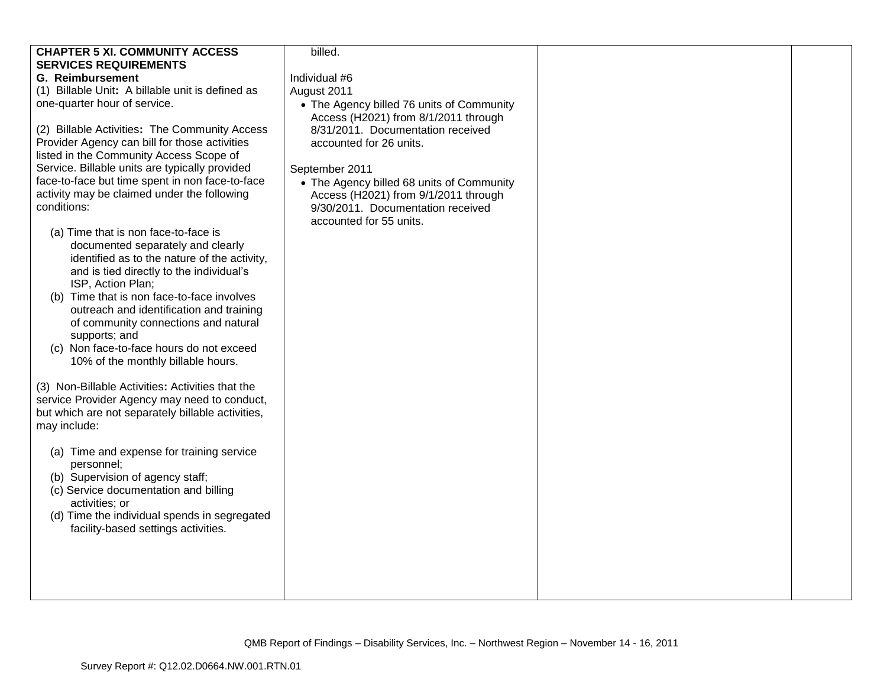| | | | |
|---|---|---|---|
| **CHAPTER 5 XI. COMMUNITY ACCESS SERVICES REQUIREMENTS**<br>**G. Reimbursement**<br>(1) Billable Unit**:** A billable unit is defined as one-quarter hour of service.<br><br>(2) Billable Activities**:** The Community Access Provider Agency can bill for those activities listed in the Community Access Scope of Service. Billable units are typically provided face-to-face but time spent in non face-to-face activity may be claimed under the following conditions:<br><br>(a) Time that is non face-to-face is documented separately and clearly identified as to the nature of the activity, and is tied directly to the individual's ISP, Action Plan;<br>(b) Time that is non face-to-face involves outreach and identification and training of community connections and natural supports; and<br>(c) Non face-to-face hours do not exceed 10% of the monthly billable hours.<br><br>(3) Non-Billable Activities**:** Activities that the service Provider Agency may need to conduct, but which are not separately billable activities, may include:<br><br>(a) Time and expense for training service personnel;<br>(b) Supervision of agency staff;<br>(c) Service documentation and billing activities; or<br>(d) Time the individual spends in segregated facility-based settings activities. | billed.<br><br>Individual #6<br>August 2011<br>• The Agency billed 76 units of Community Access (H2021) from 8/1/2011 through 8/31/2011. Documentation received accounted for 26 units.<br><br>September 2011<br>• The Agency billed 68 units of Community Access (H2021) from 9/1/2011 through 9/30/2011. Documentation received accounted for 55 units. | | |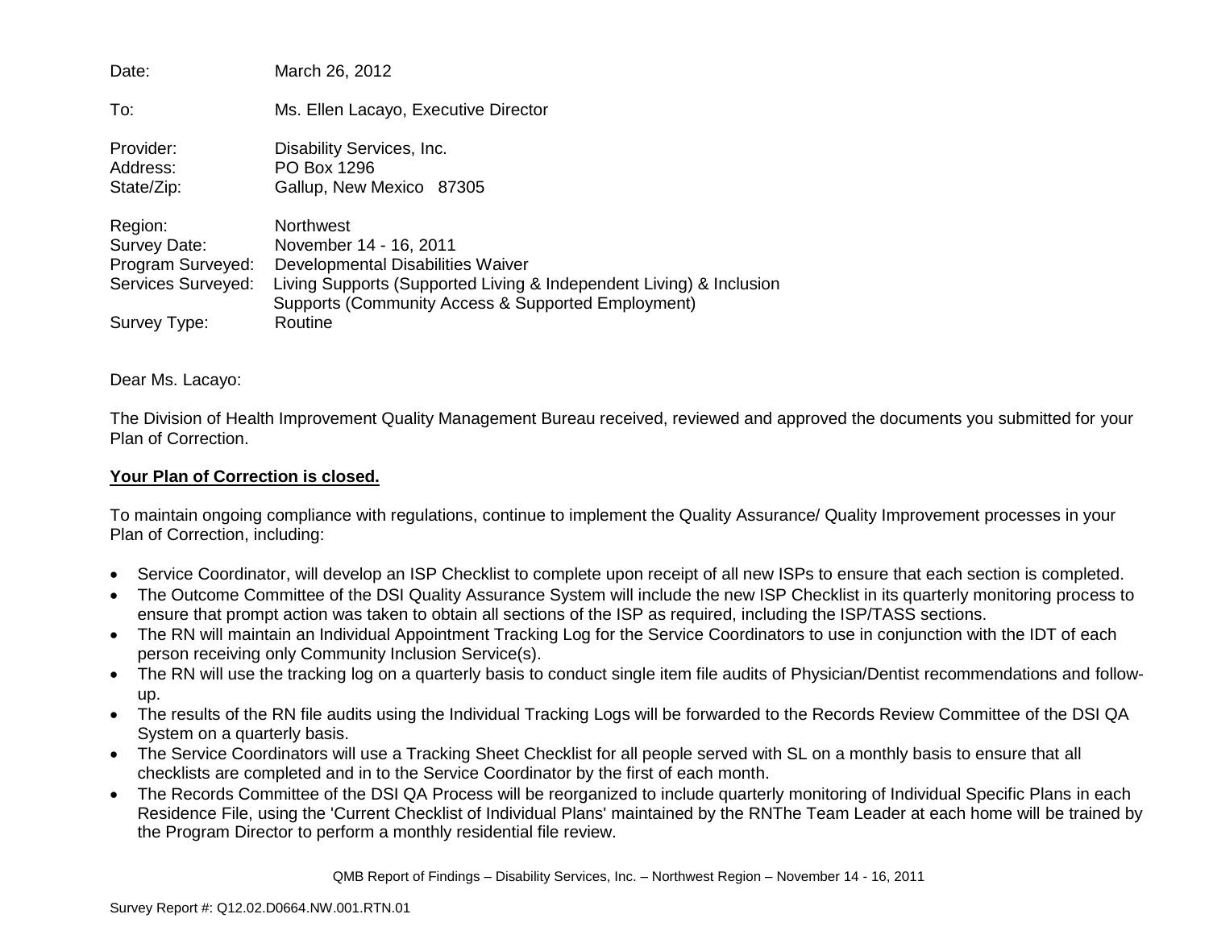| | |
|---|---|
| Date: | March 26, 2012 |
| To: | Ms. Ellen Lacayo, Executive Director |
| Provider: | Disability Services, Inc. |
| Address: | PO Box 1296 |
| State/Zip: | Gallup, New Mexico 87305 |
| Region: | Northwest |
| Survey Date: | November 14 - 16, 2011 |
| Program Surveyed: | Developmental Disabilities Waiver |
| Services Surveyed: | Living Supports (Supported Living & Independent Living) & Inclusion Supports (Community Access & Supported Employment) |
| Survey Type: | Routine |

Dear Ms. Lacayo:

The Division of Health Improvement Quality Management Bureau received, reviewed and approved the documents you submitted for your Plan of Correction.

**Your Plan of Correction is closed.**

To maintain ongoing compliance with regulations, continue to implement the Quality Assurance/ Quality Improvement processes in your Plan of Correction, including:

- Service Coordinator, will develop an ISP Checklist to complete upon receipt of all new ISPs to ensure that each section is completed.
- The Outcome Committee of the DSI Quality Assurance System will include the new ISP Checklist in its quarterly monitoring process to ensure that prompt action was taken to obtain all sections of the ISP as required, including the ISP/TASS sections.
- The RN will maintain an Individual Appointment Tracking Log for the Service Coordinators to use in conjunction with the IDT of each person receiving only Community Inclusion Service(s).
- The RN will use the tracking log on a quarterly basis to conduct single item file audits of Physician/Dentist recommendations and follow-up.
- The results of the RN file audits using the Individual Tracking Logs will be forwarded to the Records Review Committee of the DSI QA System on a quarterly basis.
- The Service Coordinators will use a Tracking Sheet Checklist for all people served with SL on a monthly basis to ensure that all checklists are completed and in to the Service Coordinator by the first of each month.
- The Records Committee of the DSI QA Process will be reorganized to include quarterly monitoring of Individual Specific Plans in each Residence File, using the 'Current Checklist of Individual Plans' maintained by the RNThe Team Leader at each home will be trained by the Program Director to perform a monthly residential file review.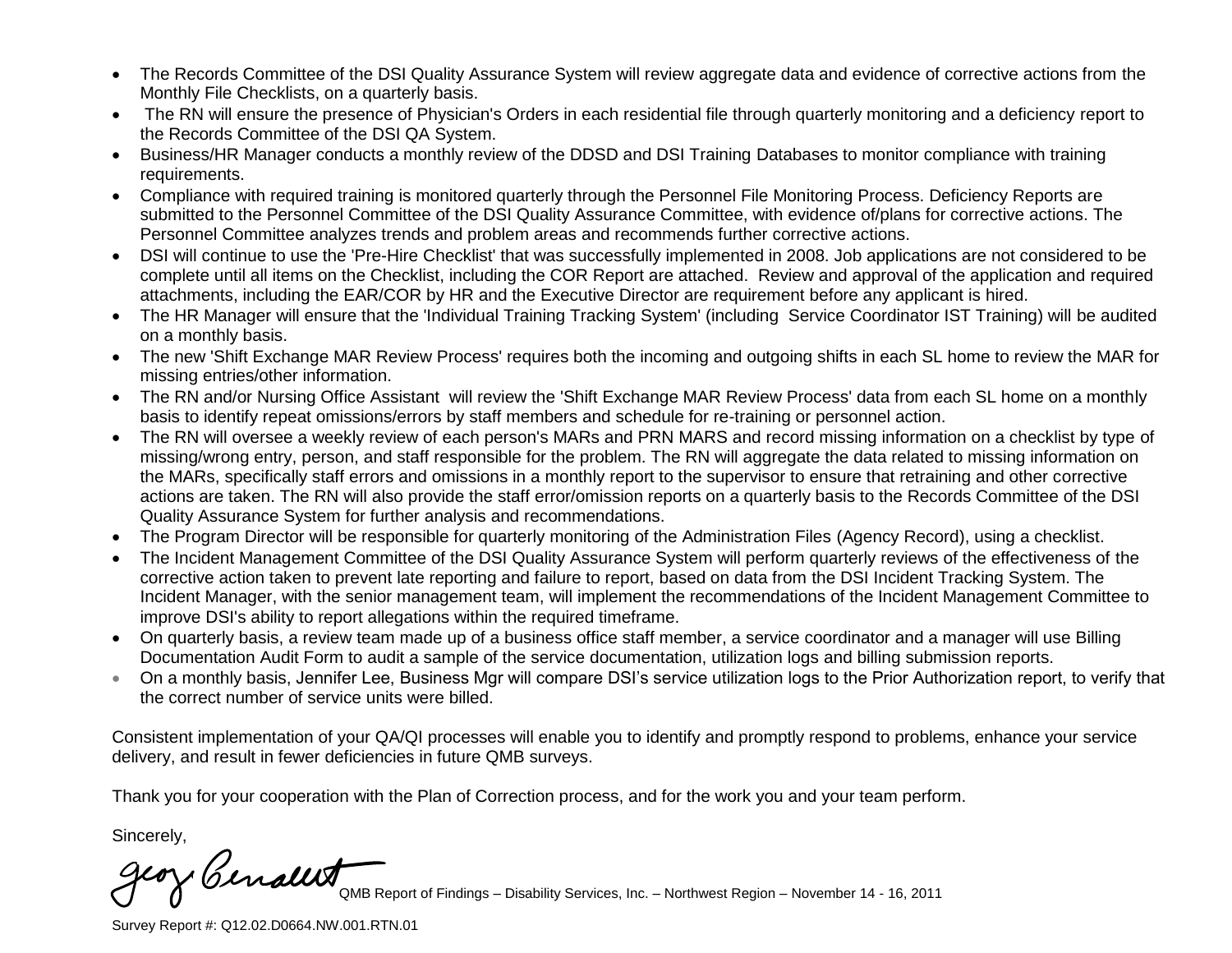- The Records Committee of the DSI Quality Assurance System will review aggregate data and evidence of corrective actions from the Monthly File Checklists, on a quarterly basis.
- The RN will ensure the presence of Physician's Orders in each residential file through quarterly monitoring and a deficiency report to the Records Committee of the DSI QA System.
- Business/HR Manager conducts a monthly review of the DDSD and DSI Training Databases to monitor compliance with training requirements.
- Compliance with required training is monitored quarterly through the Personnel File Monitoring Process. Deficiency Reports are submitted to the Personnel Committee of the DSI Quality Assurance Committee, with evidence of/plans for corrective actions. The Personnel Committee analyzes trends and problem areas and recommends further corrective actions.
- DSI will continue to use the 'Pre-Hire Checklist' that was successfully implemented in 2008. Job applications are not considered to be complete until all items on the Checklist, including the COR Report are attached. Review and approval of the application and required attachments, including the EAR/COR by HR and the Executive Director are requirement before any applicant is hired.
- The HR Manager will ensure that the 'Individual Training Tracking System' (including Service Coordinator IST Training) will be audited on a monthly basis.
- The new 'Shift Exchange MAR Review Process' requires both the incoming and outgoing shifts in each SL home to review the MAR for missing entries/other information.
- The RN and/or Nursing Office Assistant will review the 'Shift Exchange MAR Review Process' data from each SL home on a monthly basis to identify repeat omissions/errors by staff members and schedule for re-training or personnel action.
- The RN will oversee a weekly review of each person's MARs and PRN MARS and record missing information on a checklist by type of missing/wrong entry, person, and staff responsible for the problem. The RN will aggregate the data related to missing information on the MARs, specifically staff errors and omissions in a monthly report to the supervisor to ensure that retraining and other corrective actions are taken. The RN will also provide the staff error/omission reports on a quarterly basis to the Records Committee of the DSI Quality Assurance System for further analysis and recommendations.
- The Program Director will be responsible for quarterly monitoring of the Administration Files (Agency Record), using a checklist.
- The Incident Management Committee of the DSI Quality Assurance System will perform quarterly reviews of the effectiveness of the corrective action taken to prevent late reporting and failure to report, based on data from the DSI Incident Tracking System. The Incident Manager, with the senior management team, will implement the recommendations of the Incident Management Committee to improve DSI's ability to report allegations within the required timeframe.
- On quarterly basis, a review team made up of a business office staff member, a service coordinator and a manager will use Billing Documentation Audit Form to audit a sample of the service documentation, utilization logs and billing submission reports.
- On a monthly basis, Jennifer Lee, Business Mgr will compare DSI's service utilization logs to the Prior Authorization report, to verify that the correct number of service units were billed.

Consistent implementation of your QA/QI processes will enable you to identify and promptly respond to problems, enhance your service delivery, and result in fewer deficiencies in future QMB surveys.

Thank you for your cooperation with the Plan of Correction process, and for the work you and your team perform.

Sincerely,

Geoy Bensault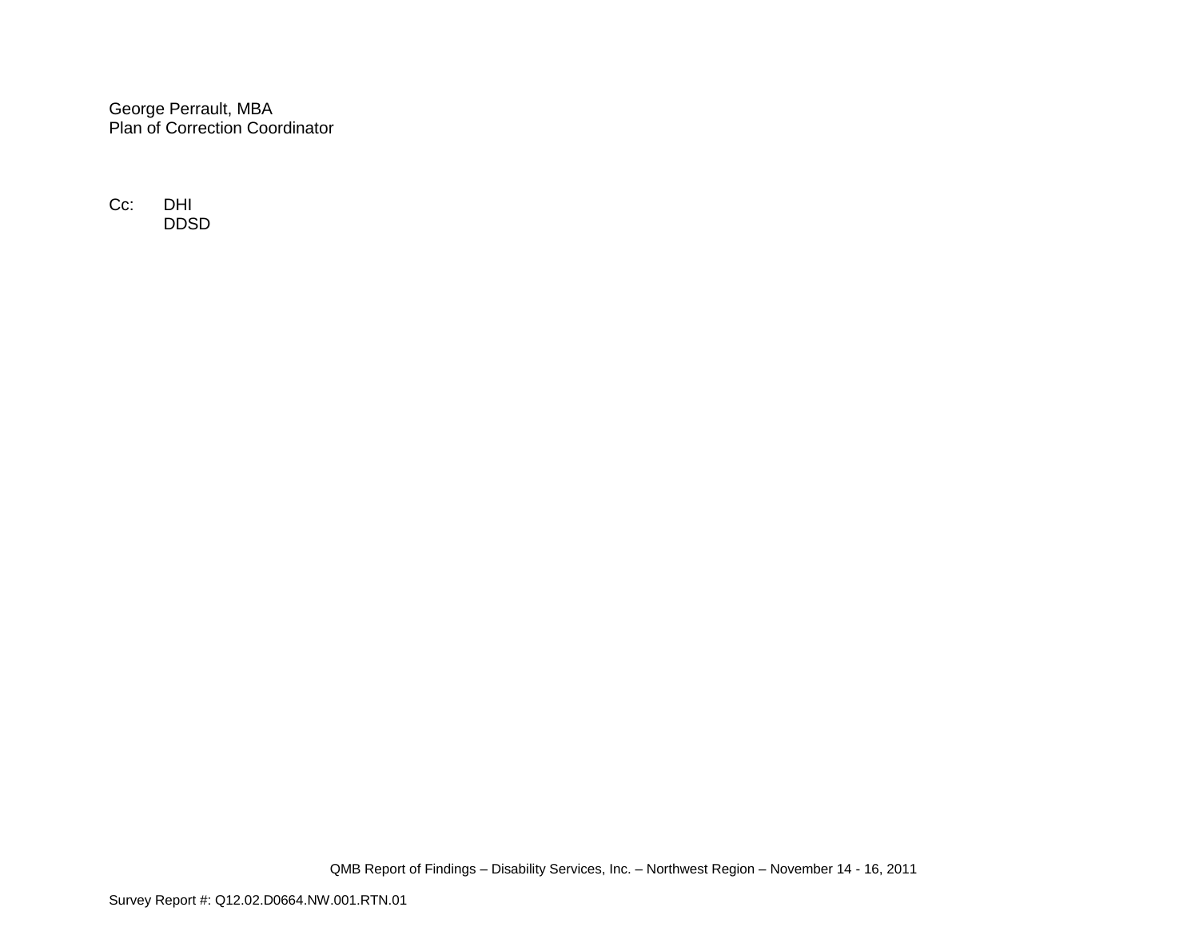George Perrault, MBA
Plan of Correction Coordinator

Cc: DHI
DDSD